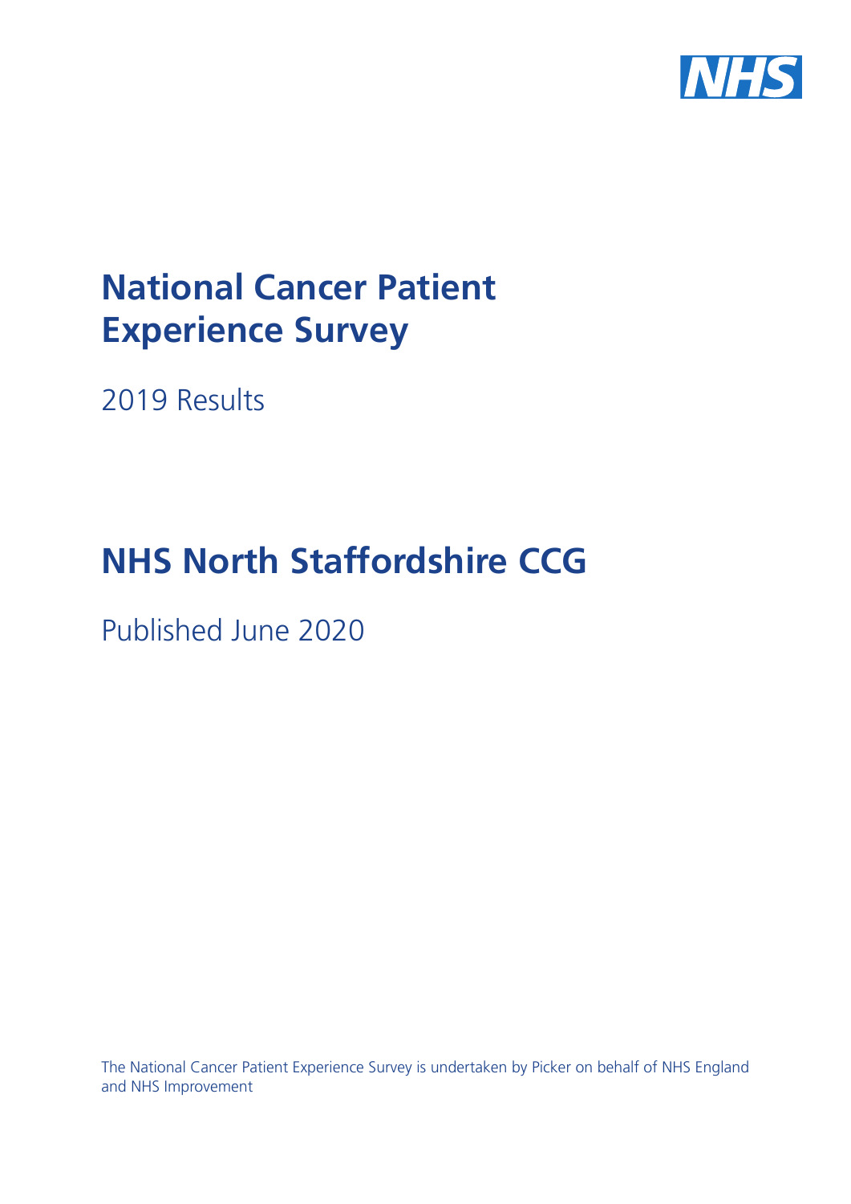# National Cancer Patient Experience Survey

2019 Results

# NHS North Staffordshire CCG

Published June 2020

The National Cancer Patient Experience Survey is undertaken by Picker on behalf of NHS England and NHS Improvement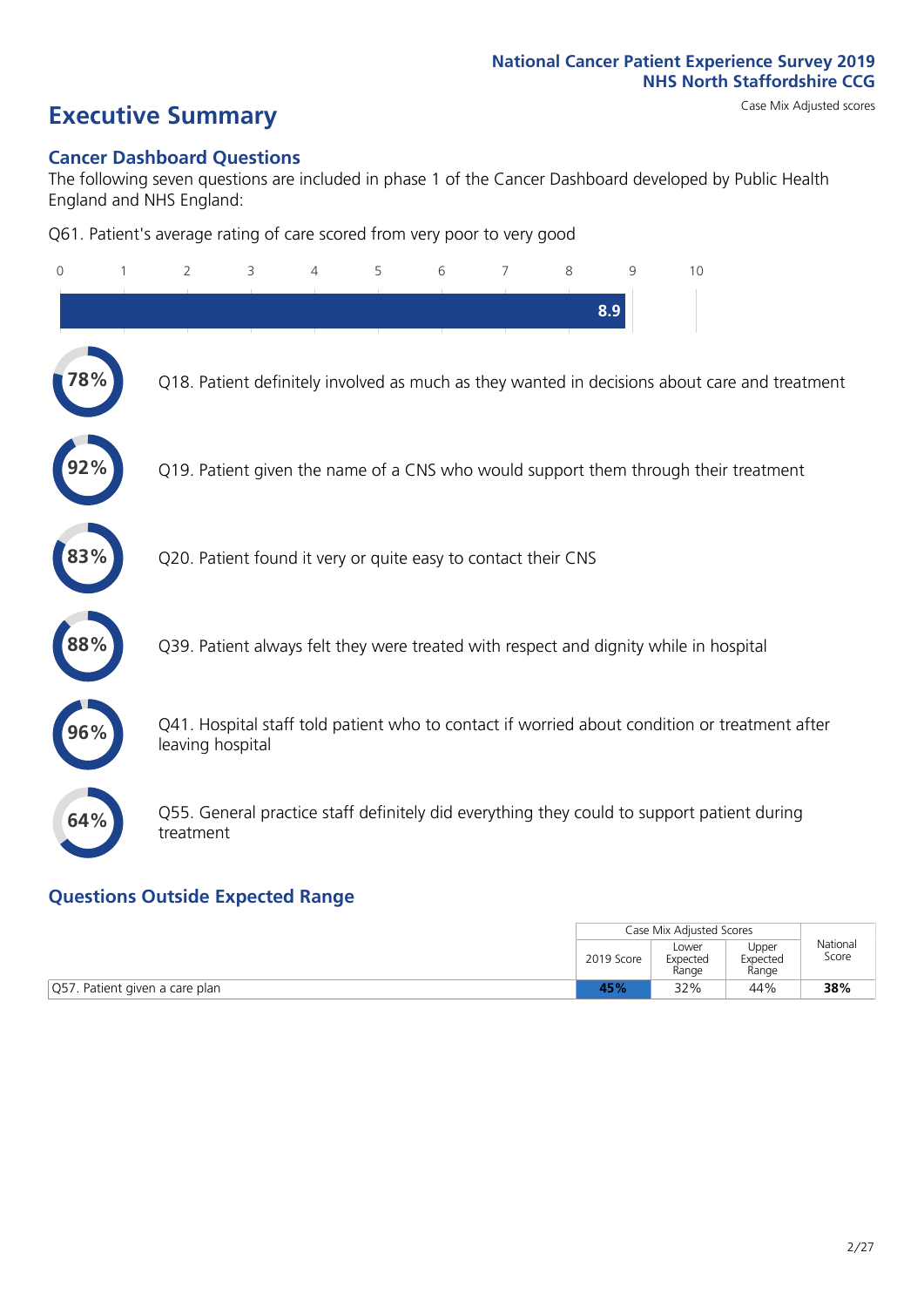National Cancer Patient Experience Survey 2019
NHS North Staffordshire CCG

# Executive Summary

Case Mix Adjusted scores

## Cancer Dashboard Questions

The following seven questions are included in phase 1 of the Cancer Dashboard developed by Public Health England and NHS England:

Q61. Patient's average rating of care scored from very poor to very good

0 1 2 3 4 5 6 7 8 9 10

8.9

78% Q18. Patient definitely involved as much as they wanted in decisions about care and treatment

92% Q19. Patient given the name of a CNS who would support them through their treatment

83% Q20. Patient found it very or quite easy to contact their CNS

88% Q39. Patient always felt they were treated with respect and dignity while in hospital

96% Q41. Hospital staff told patient who to contact if worried about condition or treatment after leaving hospital

64% Q55. General practice staff definitely did everything they could to support patient during treatment

## Questions Outside Expected Range

| | Case Mix Adjusted Scores | | | National Score |
|---|---|---|---|---|
| | 2019 Score | Lower Expected Range | Upper Expected Range | |
| Q57. Patient given a care plan | **45%** | 32% | 44% | **38%** |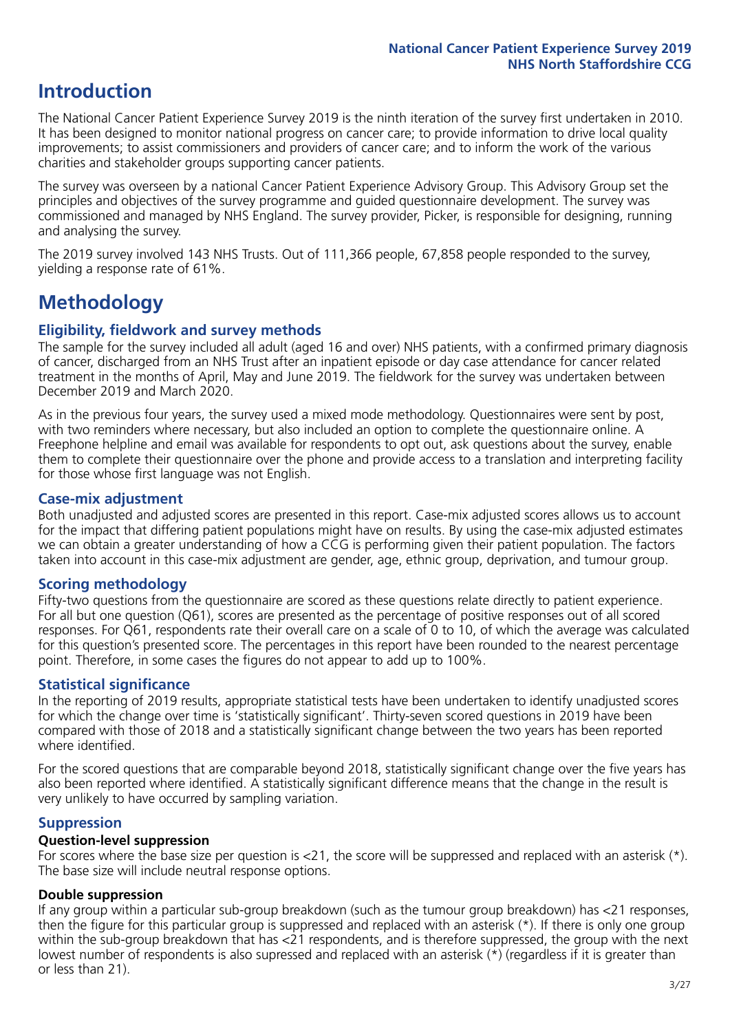# Introduction

The National Cancer Patient Experience Survey 2019 is the ninth iteration of the survey first undertaken in 2010. It has been designed to monitor national progress on cancer care; to provide information to drive local quality improvements; to assist commissioners and providers of cancer care; and to inform the work of the various charities and stakeholder groups supporting cancer patients.

The survey was overseen by a national Cancer Patient Experience Advisory Group. This Advisory Group set the principles and objectives of the survey programme and guided questionnaire development. The survey was commissioned and managed by NHS England. The survey provider, Picker, is responsible for designing, running and analysing the survey.

The 2019 survey involved 143 NHS Trusts. Out of 111,366 people, 67,858 people responded to the survey, yielding a response rate of 61%.

# Methodology

## Eligibility, fieldwork and survey methods

The sample for the survey included all adult (aged 16 and over) NHS patients, with a confirmed primary diagnosis of cancer, discharged from an NHS Trust after an inpatient episode or day case attendance for cancer related treatment in the months of April, May and June 2019. The fieldwork for the survey was undertaken between December 2019 and March 2020.

As in the previous four years, the survey used a mixed mode methodology. Questionnaires were sent by post, with two reminders where necessary, but also included an option to complete the questionnaire online. A Freephone helpline and email was available for respondents to opt out, ask questions about the survey, enable them to complete their questionnaire over the phone and provide access to a translation and interpreting facility for those whose first language was not English.

## Case-mix adjustment

Both unadjusted and adjusted scores are presented in this report. Case-mix adjusted scores allows us to account for the impact that differing patient populations might have on results. By using the case-mix adjusted estimates we can obtain a greater understanding of how a CCG is performing given their patient population. The factors taken into account in this case-mix adjustment are gender, age, ethnic group, deprivation, and tumour group.

## Scoring methodology

Fifty-two questions from the questionnaire are scored as these questions relate directly to patient experience. For all but one question (Q61), scores are presented as the percentage of positive responses out of all scored responses. For Q61, respondents rate their overall care on a scale of 0 to 10, of which the average was calculated for this question's presented score. The percentages in this report have been rounded to the nearest percentage point. Therefore, in some cases the figures do not appear to add up to 100%.

## Statistical significance

In the reporting of 2019 results, appropriate statistical tests have been undertaken to identify unadjusted scores for which the change over time is 'statistically significant'. Thirty-seven scored questions in 2019 have been compared with those of 2018 and a statistically significant change between the two years has been reported where identified.

For the scored questions that are comparable beyond 2018, statistically significant change over the five years has also been reported where identified. A statistically significant difference means that the change in the result is very unlikely to have occurred by sampling variation.

## Suppression

### Question-level suppression

For scores where the base size per question is <21, the score will be suppressed and replaced with an asterisk (*). The base size will include neutral response options.

### Double suppression

If any group within a particular sub-group breakdown (such as the tumour group breakdown) has <21 responses, then the figure for this particular group is suppressed and replaced with an asterisk (*). If there is only one group within the sub-group breakdown that has <21 respondents, and is therefore suppressed, the group with the next lowest number of respondents is also supressed and replaced with an asterisk (*) (regardless if it is greater than or less than 21).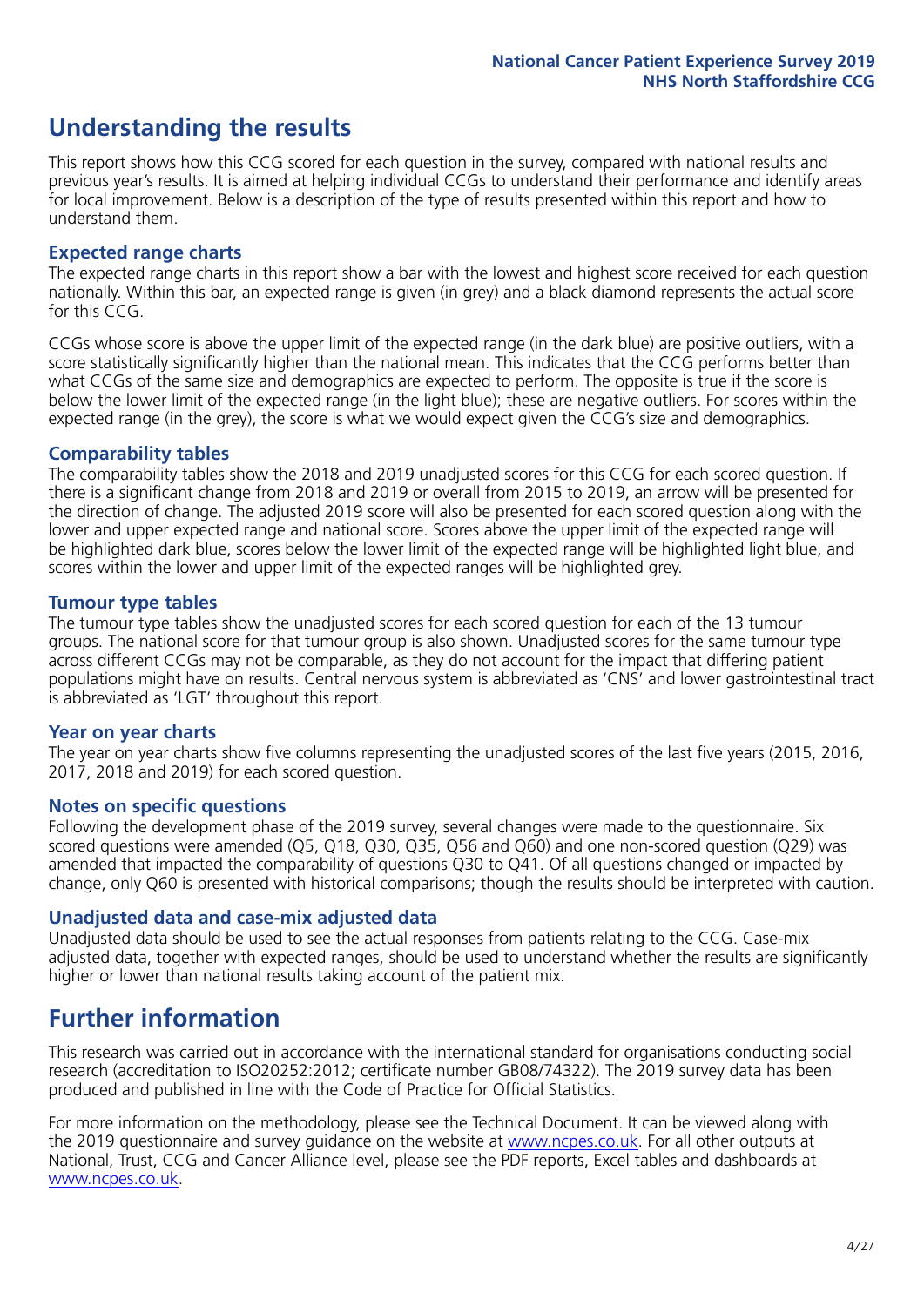## Understanding the results

This report shows how this CCG scored for each question in the survey, compared with national results and previous year's results. It is aimed at helping individual CCGs to understand their performance and identify areas for local improvement. Below is a description of the type of results presented within this report and how to understand them.

### Expected range charts

The expected range charts in this report show a bar with the lowest and highest score received for each question nationally. Within this bar, an expected range is given (in grey) and a black diamond represents the actual score for this CCG.

CCGs whose score is above the upper limit of the expected range (in the dark blue) are positive outliers, with a score statistically significantly higher than the national mean. This indicates that the CCG performs better than what CCGs of the same size and demographics are expected to perform. The opposite is true if the score is below the lower limit of the expected range (in the light blue); these are negative outliers. For scores within the expected range (in the grey), the score is what we would expect given the CCG's size and demographics.

### Comparability tables

The comparability tables show the 2018 and 2019 unadjusted scores for this CCG for each scored question. If there is a significant change from 2018 and 2019 or overall from 2015 to 2019, an arrow will be presented for the direction of change. The adjusted 2019 score will also be presented for each scored question along with the lower and upper expected range and national score. Scores above the upper limit of the expected range will be highlighted dark blue, scores below the lower limit of the expected range will be highlighted light blue, and scores within the lower and upper limit of the expected ranges will be highlighted grey.

### Tumour type tables

The tumour type tables show the unadjusted scores for each scored question for each of the 13 tumour groups. The national score for that tumour group is also shown. Unadjusted scores for the same tumour type across different CCGs may not be comparable, as they do not account for the impact that differing patient populations might have on results. Central nervous system is abbreviated as 'CNS' and lower gastrointestinal tract is abbreviated as 'LGT' throughout this report.

### Year on year charts

The year on year charts show five columns representing the unadjusted scores of the last five years (2015, 2016, 2017, 2018 and 2019) for each scored question.

### Notes on specific questions

Following the development phase of the 2019 survey, several changes were made to the questionnaire. Six scored questions were amended (Q5, Q18, Q30, Q35, Q56 and Q60) and one non-scored question (Q29) was amended that impacted the comparability of questions Q30 to Q41. Of all questions changed or impacted by change, only Q60 is presented with historical comparisons; though the results should be interpreted with caution.

### Unadjusted data and case-mix adjusted data

Unadjusted data should be used to see the actual responses from patients relating to the CCG. Case-mix adjusted data, together with expected ranges, should be used to understand whether the results are significantly higher or lower than national results taking account of the patient mix.

## Further information

This research was carried out in accordance with the international standard for organisations conducting social research (accreditation to ISO20252:2012; certificate number GB08/74322). The 2019 survey data has been produced and published in line with the Code of Practice for Official Statistics.

For more information on the methodology, please see the Technical Document. It can be viewed along with the 2019 questionnaire and survey guidance on the website at www.ncpes.co.uk. For all other outputs at National, Trust, CCG and Cancer Alliance level, please see the PDF reports, Excel tables and dashboards at www.ncpes.co.uk.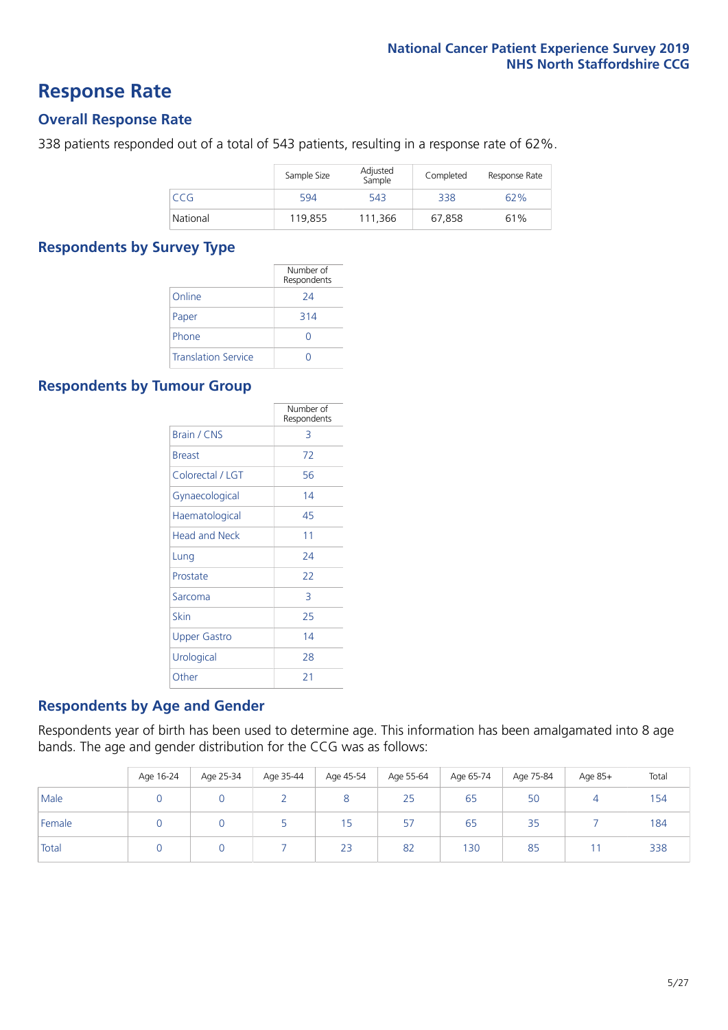# Response Rate

## Overall Response Rate

338 patients responded out of a total of 543 patients, resulting in a response rate of 62%.

| | Sample Size | Adjusted Sample | Completed | Response Rate |
|---|---|---|---|---|
| CCG | 594 | 543 | 338 | 62% |
| National | 119,855 | 111,366 | 67,858 | 61% |

## Respondents by Survey Type

| | Number of Respondents |
|---|---|
| Online | 24 |
| Paper | 314 |
| Phone | 0 |
| Translation Service | 0 |

## Respondents by Tumour Group

| | Number of Respondents |
|---|---|
| Brain / CNS | 3 |
| Breast | 72 |
| Colorectal / LGT | 56 |
| Gynaecological | 14 |
| Haematological | 45 |
| Head and Neck | 11 |
| Lung | 24 |
| Prostate | 22 |
| Sarcoma | 3 |
| Skin | 25 |
| Upper Gastro | 14 |
| Urological | 28 |
| Other | 21 |

## Respondents by Age and Gender

Respondents year of birth has been used to determine age. This information has been amalgamated into 8 age bands. The age and gender distribution for the CCG was as follows:

| | Age 16-24 | Age 25-34 | Age 35-44 | Age 45-54 | Age 55-64 | Age 65-74 | Age 75-84 | Age 85+ | Total |
|---|---|---|---|---|---|---|---|---|---|
| Male | 0 | 0 | 2 | 8 | 25 | 65 | 50 | 4 | 154 |
| Female | 0 | 0 | 5 | 15 | 57 | 65 | 35 | 7 | 184 |
| Total | 0 | 0 | 7 | 23 | 82 | 130 | 85 | 11 | 338 |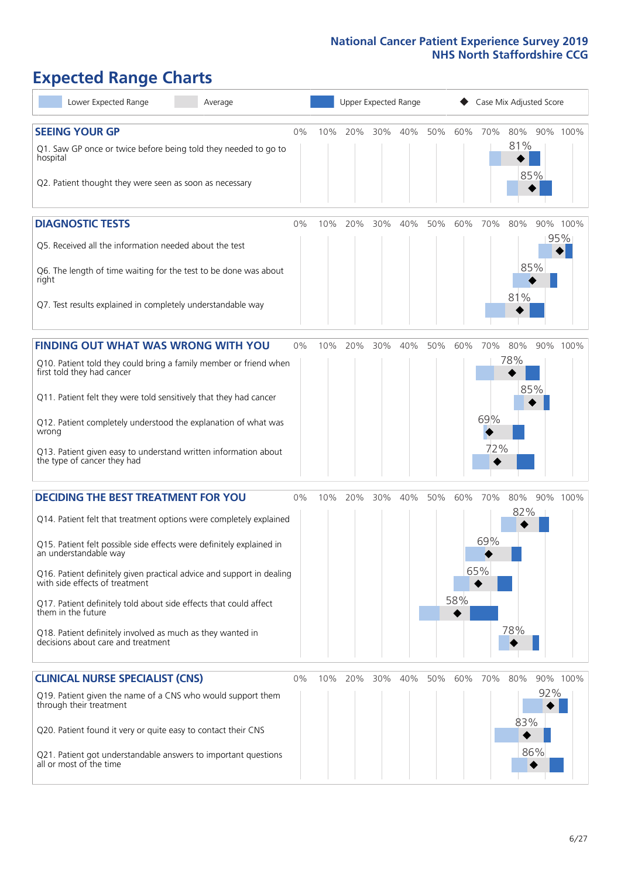National Cancer Patient Experience Survey 2019
NHS North Staffordshire CCG

# Expected Range Charts

Lower Expected Range | Average | Upper Expected Range | Case Mix Adjusted Score

## SEEING YOUR GP

| Question | Case Mix Adjusted Score |
|---|---|
| Q1. Saw GP once or twice before being told they needed to go to hospital | 81% |
| Q2. Patient thought they were seen as soon as necessary | 85% |

## DIAGNOSTIC TESTS

| Question | Case Mix Adjusted Score |
|---|---|
| Q5. Received all the information needed about the test | 95% |
| Q6. The length of time waiting for the test to be done was about right | 85% |
| Q7. Test results explained in completely understandable way | 81% |

## FINDING OUT WHAT WAS WRONG WITH YOU

| Question | Case Mix Adjusted Score |
|---|---|
| Q10. Patient told they could bring a family member or friend when first told they had cancer | 78% |
| Q11. Patient felt they were told sensitively that they had cancer | 85% |
| Q12. Patient completely understood the explanation of what was wrong | 69% |
| Q13. Patient given easy to understand written information about the type of cancer they had | 72% |

## DECIDING THE BEST TREATMENT FOR YOU

| Question | Case Mix Adjusted Score |
|---|---|
| Q14. Patient felt that treatment options were completely explained | 82% |
| Q15. Patient felt possible side effects were definitely explained in an understandable way | 69% |
| Q16. Patient definitely given practical advice and support in dealing with side effects of treatment | 65% |
| Q17. Patient definitely told about side effects that could affect them in the future | 58% |
| Q18. Patient definitely involved as much as they wanted in decisions about care and treatment | 78% |

## CLINICAL NURSE SPECIALIST (CNS)

| Question | Case Mix Adjusted Score |
|---|---|
| Q19. Patient given the name of a CNS who would support them through their treatment | 92% |
| Q20. Patient found it very or quite easy to contact their CNS | 83% |
| Q21. Patient got understandable answers to important questions all or most of the time | 86% |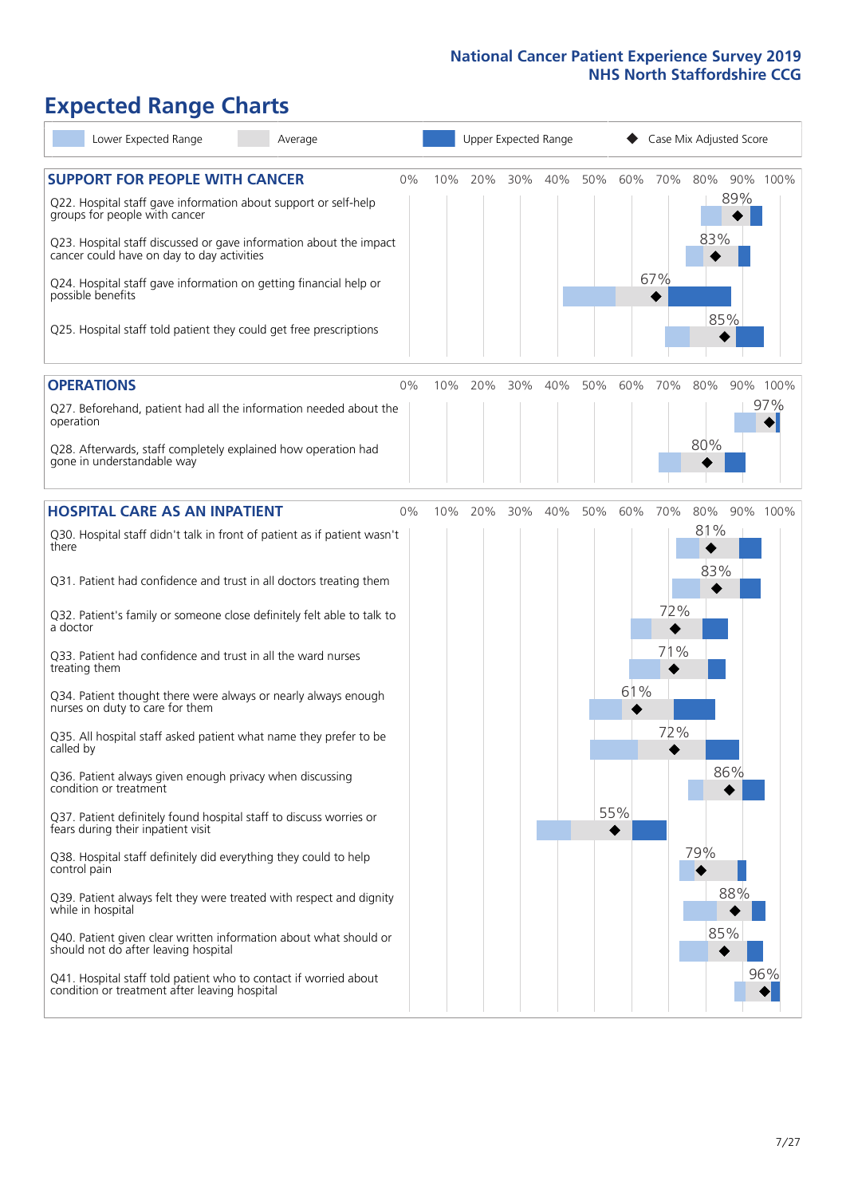# Expected Range Charts

Lower Expected Range | Average | Upper Expected Range | ◆ Case Mix Adjusted Score

## SUPPORT FOR PEOPLE WITH CANCER

| Question | Case Mix Adjusted Score |
|---|---|
| Q22. Hospital staff gave information about support or self-help groups for people with cancer | 89% |
| Q23. Hospital staff discussed or gave information about the impact cancer could have on day to day activities | 83% |
| Q24. Hospital staff gave information on getting financial help or possible benefits | 67% |
| Q25. Hospital staff told patient they could get free prescriptions | 85% |

## OPERATIONS

| Question | Case Mix Adjusted Score |
|---|---|
| Q27. Beforehand, patient had all the information needed about the operation | 97% |
| Q28. Afterwards, staff completely explained how operation had gone in understandable way | 80% |

## HOSPITAL CARE AS AN INPATIENT

| Question | Case Mix Adjusted Score |
|---|---|
| Q30. Hospital staff didn't talk in front of patient as if patient wasn't there | 81% |
| Q31. Patient had confidence and trust in all doctors treating them | 83% |
| Q32. Patient's family or someone close definitely felt able to talk to a doctor | 72% |
| Q33. Patient had confidence and trust in all the ward nurses treating them | 71% |
| Q34. Patient thought there were always or nearly always enough nurses on duty to care for them | 61% |
| Q35. All hospital staff asked patient what name they prefer to be called by | 72% |
| Q36. Patient always given enough privacy when discussing condition or treatment | 86% |
| Q37. Patient definitely found hospital staff to discuss worries or fears during their inpatient visit | 55% |
| Q38. Hospital staff definitely did everything they could to help control pain | 79% |
| Q39. Patient always felt they were treated with respect and dignity while in hospital | 88% |
| Q40. Patient given clear written information about what should or should not do after leaving hospital | 85% |
| Q41. Hospital staff told patient who to contact if worried about condition or treatment after leaving hospital | 96% |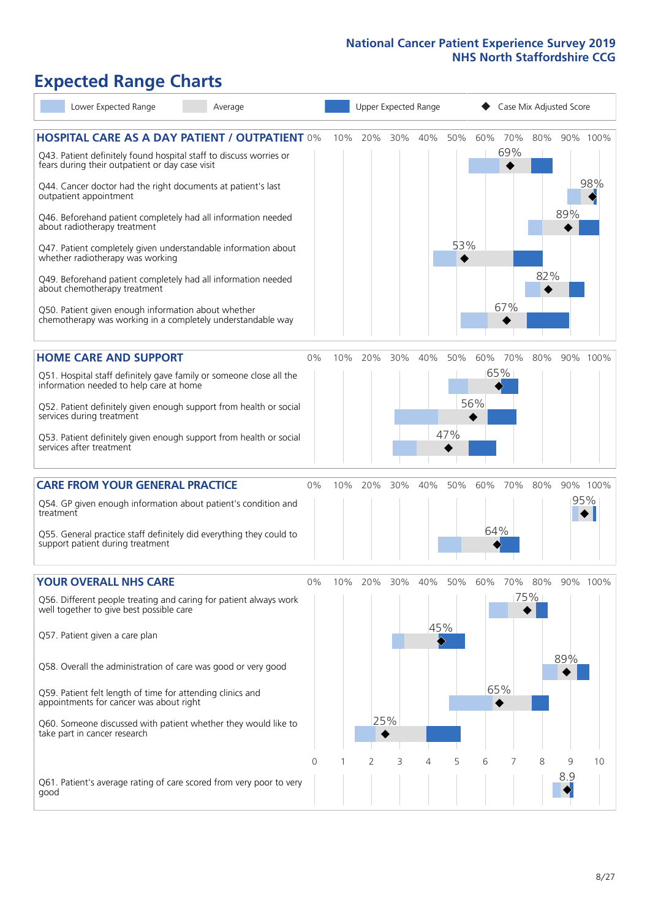# Expected Range Charts

Lower Expected Range | Average | Upper Expected Range | Case Mix Adjusted Score

## HOSPITAL CARE AS A DAY PATIENT / OUTPATIENT

| Question | Case Mix Adjusted Score |
|---|---|
| Q43. Patient definitely found hospital staff to discuss worries or fears during their outpatient or day case visit | 69% |
| Q44. Cancer doctor had the right documents at patient's last outpatient appointment | 98% |
| Q46. Beforehand patient completely had all information needed about radiotherapy treatment | 89% |
| Q47. Patient completely given understandable information about whether radiotherapy was working | 53% |
| Q49. Beforehand patient completely had all information needed about chemotherapy treatment | 82% |
| Q50. Patient given enough information about whether chemotherapy was working in a completely understandable way | 67% |

## HOME CARE AND SUPPORT

| Question | Case Mix Adjusted Score |
|---|---|
| Q51. Hospital staff definitely gave family or someone close all the information needed to help care at home | 65% |
| Q52. Patient definitely given enough support from health or social services during treatment | 56% |
| Q53. Patient definitely given enough support from health or social services after treatment | 47% |

## CARE FROM YOUR GENERAL PRACTICE

| Question | Case Mix Adjusted Score |
|---|---|
| Q54. GP given enough information about patient's condition and treatment | 95% |
| Q55. General practice staff definitely did everything they could to support patient during treatment | 64% |

## YOUR OVERALL NHS CARE

| Question | Case Mix Adjusted Score |
|---|---|
| Q56. Different people treating and caring for patient always work well together to give best possible care | 75% |
| Q57. Patient given a care plan | 45% |
| Q58. Overall the administration of care was good or very good | 89% |
| Q59. Patient felt length of time for attending clinics and appointments for cancer was about right | 65% |
| Q60. Someone discussed with patient whether they would like to take part in cancer research | 25% |
| Q61. Patient's average rating of care scored from very poor to very good | 8.9 |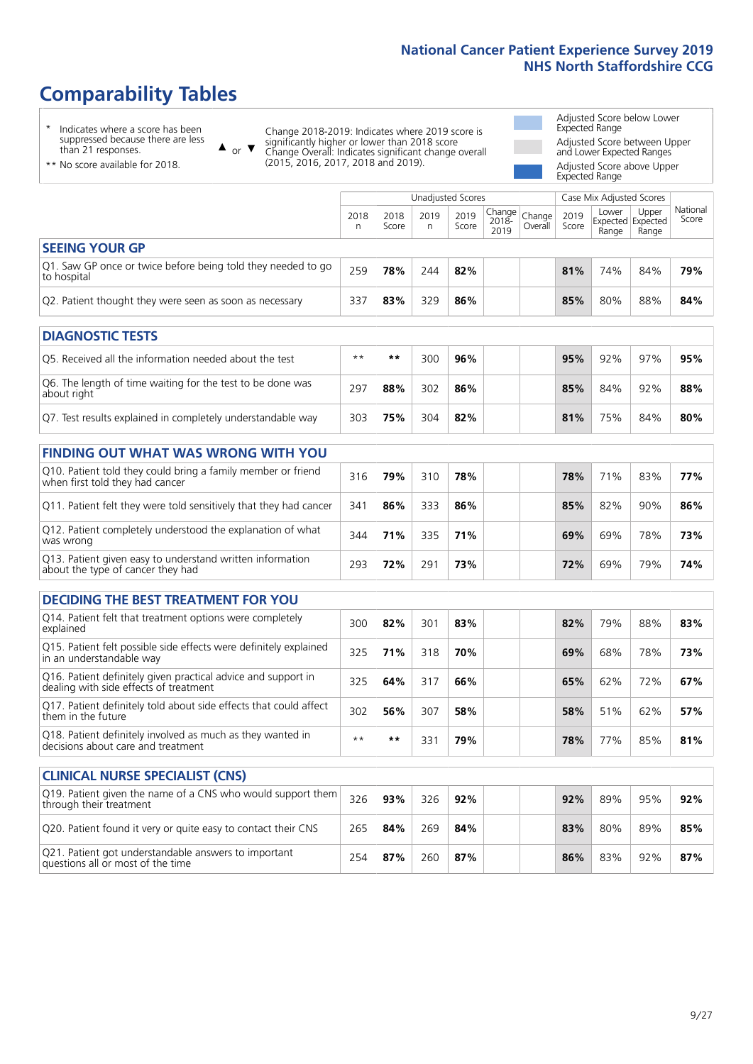National Cancer Patient Experience Survey 2019
NHS North Staffordshire CCG

# Comparability Tables

\* Indicates where a score has been suppressed because there are less than 21 responses.

** No score available for 2018.

▲ or ▼ Change 2018-2019: Indicates where 2019 score is significantly higher or lower than 2018 score
Change Overall: Indicates significant change overall (2015, 2016, 2017, 2018 and 2019).

Adjusted Score below Lower Expected Range

Adjusted Score between Upper and Lower Expected Ranges

Adjusted Score above Upper Expected Range

| | Unadjusted Scores | | | | | | Case Mix Adjusted Scores | | | |
|---|---|---|---|---|---|---|---|---|---|---|
| | 2018 n | 2018 Score | 2019 n | 2019 Score | Change 2018-2019 | Change Overall | 2019 Score | Lower Expected Range | Upper Expected Range | National Score |
| **SEEING YOUR GP** | | | | | | | | | | |
| Q1. Saw GP once or twice before being told they needed to go to hospital | 259 | **78%** | 244 | **82%** | | | **81%** | 74% | 84% | **79%** |
| Q2. Patient thought they were seen as soon as necessary | 337 | **83%** | 329 | **86%** | | | **85%** | 80% | 88% | **84%** |
| **DIAGNOSTIC TESTS** | | | | | | | | | | |
| Q5. Received all the information needed about the test | ** | ** | 300 | **96%** | | | **95%** | 92% | 97% | **95%** |
| Q6. The length of time waiting for the test to be done was about right | 297 | **88%** | 302 | **86%** | | | **85%** | 84% | 92% | **88%** |
| Q7. Test results explained in completely understandable way | 303 | **75%** | 304 | **82%** | | | **81%** | 75% | 84% | **80%** |
| **FINDING OUT WHAT WAS WRONG WITH YOU** | | | | | | | | | | |
| Q10. Patient told they could bring a family member or friend when first told they had cancer | 316 | **79%** | 310 | **78%** | | | **78%** | 71% | 83% | **77%** |
| Q11. Patient felt they were told sensitively that they had cancer | 341 | **86%** | 333 | **86%** | | | **85%** | 82% | 90% | **86%** |
| Q12. Patient completely understood the explanation of what was wrong | 344 | **71%** | 335 | **71%** | | | **69%** | 69% | 78% | **73%** |
| Q13. Patient given easy to understand written information about the type of cancer they had | 293 | **72%** | 291 | **73%** | | | **72%** | 69% | 79% | **74%** |
| **DECIDING THE BEST TREATMENT FOR YOU** | | | | | | | | | | |
| Q14. Patient felt that treatment options were completely explained | 300 | **82%** | 301 | **83%** | | | **82%** | 79% | 88% | **83%** |
| Q15. Patient felt possible side effects were definitely explained in an understandable way | 325 | **71%** | 318 | **70%** | | | **69%** | 68% | 78% | **73%** |
| Q16. Patient definitely given practical advice and support in dealing with side effects of treatment | 325 | **64%** | 317 | **66%** | | | **65%** | 62% | 72% | **67%** |
| Q17. Patient definitely told about side effects that could affect them in the future | 302 | **56%** | 307 | **58%** | | | **58%** | 51% | 62% | **57%** |
| Q18. Patient definitely involved as much as they wanted in decisions about care and treatment | ** | ** | 331 | **79%** | | | **78%** | 77% | 85% | **81%** |
| **CLINICAL NURSE SPECIALIST (CNS)** | | | | | | | | | | |
| Q19. Patient given the name of a CNS who would support them through their treatment | 326 | **93%** | 326 | **92%** | | | **92%** | 89% | 95% | **92%** |
| Q20. Patient found it very or quite easy to contact their CNS | 265 | **84%** | 269 | **84%** | | | **83%** | 80% | 89% | **85%** |
| Q21. Patient got understandable answers to important questions all or most of the time | 254 | **87%** | 260 | **87%** | | | **86%** | 83% | 92% | **87%** |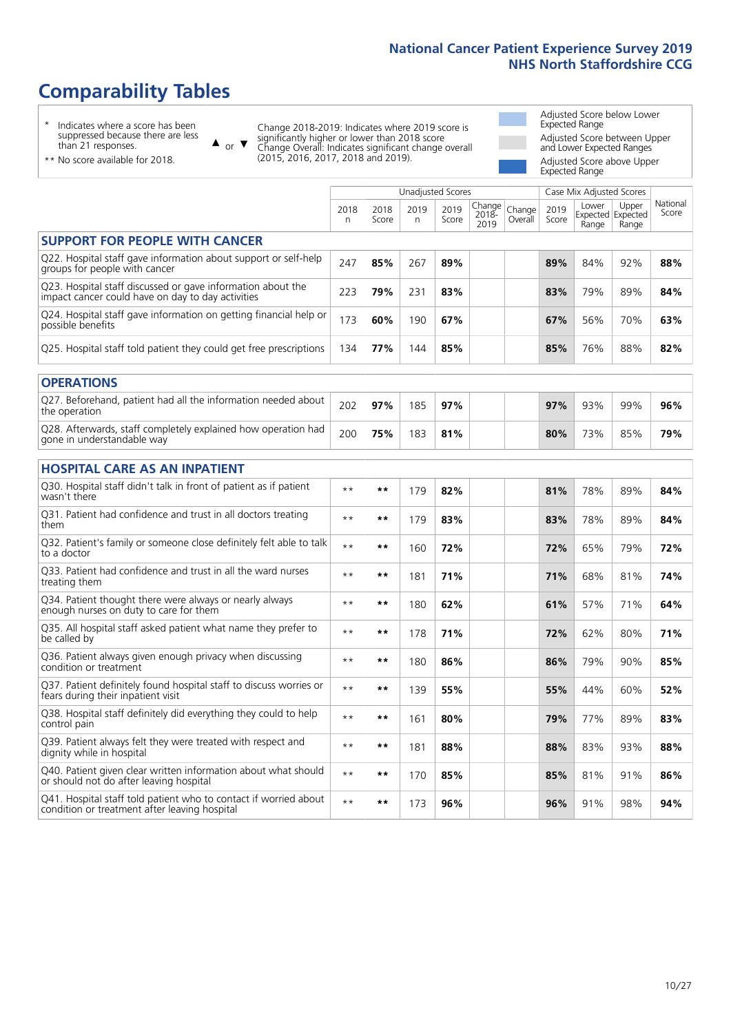# Comparability Tables

\* Indicates where a score has been suppressed because there are less than 21 responses.

\*\* No score available for 2018.

▲ or ▼ Change 2018-2019: Indicates where 2019 score is significantly higher or lower than 2018 score Change Overall: Indicates significant change overall (2015, 2016, 2017, 2018 and 2019).

Adjusted Score below Lower Expected Range

Adjusted Score between Upper and Lower Expected Ranges

Adjusted Score above Upper Expected Range

| | Unadjusted Scores | | | | | | Case Mix Adjusted Scores | | | |
|---|---|---|---|---|---|---|---|---|---|---|
| | 2018 n | 2018 Score | 2019 n | 2019 Score | Change 2018-2019 | Change Overall | 2019 Score | Lower Expected Range | Upper Expected Range | National Score |
| **SUPPORT FOR PEOPLE WITH CANCER** | | | | | | | | | | |
| Q22. Hospital staff gave information about support or self-help groups for people with cancer | 247 | **85%** | 267 | **89%** | | | **89%** | 84% | 92% | **88%** |
| Q23. Hospital staff discussed or gave information about the impact cancer could have on day to day activities | 223 | **79%** | 231 | **83%** | | | **83%** | 79% | 89% | **84%** |
| Q24. Hospital staff gave information on getting financial help or possible benefits | 173 | **60%** | 190 | **67%** | | | **67%** | 56% | 70% | **63%** |
| Q25. Hospital staff told patient they could get free prescriptions | 134 | **77%** | 144 | **85%** | | | **85%** | 76% | 88% | **82%** |
| **OPERATIONS** | | | | | | | | | | |
| Q27. Beforehand, patient had all the information needed about the operation | 202 | **97%** | 185 | **97%** | | | **97%** | 93% | 99% | **96%** |
| Q28. Afterwards, staff completely explained how operation had gone in understandable way | 200 | **75%** | 183 | **81%** | | | **80%** | 73% | 85% | **79%** |
| **HOSPITAL CARE AS AN INPATIENT** | | | | | | | | | | |
| Q30. Hospital staff didn't talk in front of patient as if patient wasn't there | ** | ** | 179 | **82%** | | | **81%** | 78% | 89% | **84%** |
| Q31. Patient had confidence and trust in all doctors treating them | ** | ** | 179 | **83%** | | | **83%** | 78% | 89% | **84%** |
| Q32. Patient's family or someone close definitely felt able to talk to a doctor | ** | ** | 160 | **72%** | | | **72%** | 65% | 79% | **72%** |
| Q33. Patient had confidence and trust in all the ward nurses treating them | ** | ** | 181 | **71%** | | | **71%** | 68% | 81% | **74%** |
| Q34. Patient thought there were always or nearly always enough nurses on duty to care for them | ** | ** | 180 | **62%** | | | **61%** | 57% | 71% | **64%** |
| Q35. All hospital staff asked patient what name they prefer to be called by | ** | ** | 178 | **71%** | | | **72%** | 62% | 80% | **71%** |
| Q36. Patient always given enough privacy when discussing condition or treatment | ** | ** | 180 | **86%** | | | **86%** | 79% | 90% | **85%** |
| Q37. Patient definitely found hospital staff to discuss worries or fears during their inpatient visit | ** | ** | 139 | **55%** | | | **55%** | 44% | 60% | **52%** |
| Q38. Hospital staff definitely did everything they could to help control pain | ** | ** | 161 | **80%** | | | **79%** | 77% | 89% | **83%** |
| Q39. Patient always felt they were treated with respect and dignity while in hospital | ** | ** | 181 | **88%** | | | **88%** | 83% | 93% | **88%** |
| Q40. Patient given clear written information about what should or should not do after leaving hospital | ** | ** | 170 | **85%** | | | **85%** | 81% | 91% | **86%** |
| Q41. Hospital staff told patient who to contact if worried about condition or treatment after leaving hospital | ** | ** | 173 | **96%** | | | **96%** | 91% | 98% | **94%** |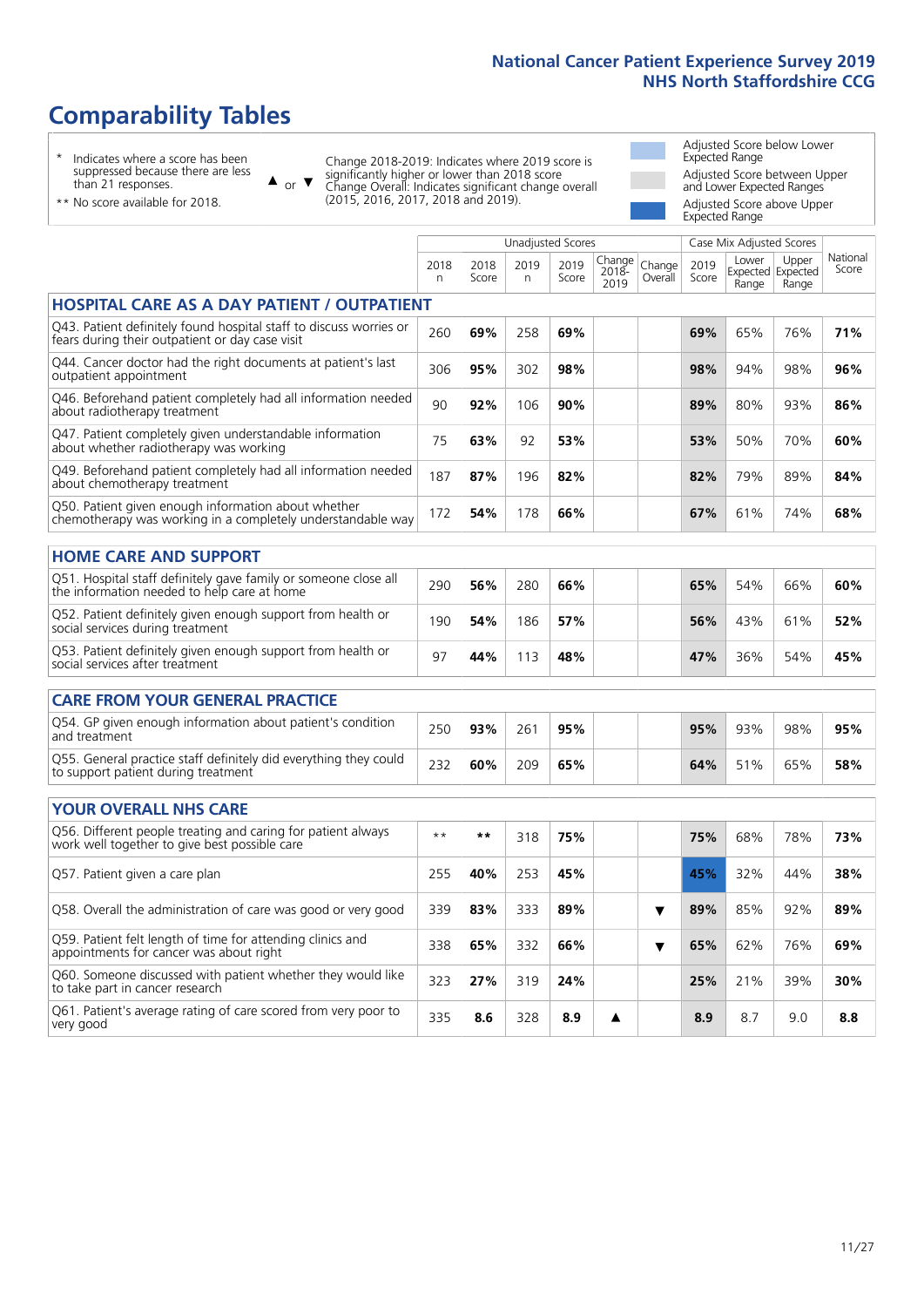# Comparability Tables

\* Indicates where a score has been suppressed because there are less than 21 responses.

\*\* No score available for 2018.

▲ or ▼ Change 2018-2019: Indicates where 2019 score is significantly higher or lower than 2018 score. Change Overall: Indicates significant change overall (2015, 2016, 2017, 2018 and 2019).

Adjusted Score below Lower Expected Range

Adjusted Score between Upper and Lower Expected Ranges

Adjusted Score above Upper Expected Range

| | Unadjusted Scores | | | | | | Case Mix Adjusted Scores | | | |
|---|---|---|---|---|---|---|---|---|---|---|
| | 2018 n | 2018 Score | 2019 n | 2019 Score | Change 2018-2019 | Change Overall | 2019 Score | Lower Expected Range | Upper Expected Range | National Score |
| **HOSPITAL CARE AS A DAY PATIENT / OUTPATIENT** | | | | | | | | | | |
| Q43. Patient definitely found hospital staff to discuss worries or fears during their outpatient or day case visit | 260 | **69%** | 258 | **69%** | | | **69%** | 65% | 76% | **71%** |
| Q44. Cancer doctor had the right documents at patient's last outpatient appointment | 306 | **95%** | 302 | **98%** | | | **98%** | 94% | 98% | **96%** |
| Q46. Beforehand patient completely had all information needed about radiotherapy treatment | 90 | **92%** | 106 | **90%** | | | **89%** | 80% | 93% | **86%** |
| Q47. Patient completely given understandable information about whether radiotherapy was working | 75 | **63%** | 92 | **53%** | | | **53%** | 50% | 70% | **60%** |
| Q49. Beforehand patient completely had all information needed about chemotherapy treatment | 187 | **87%** | 196 | **82%** | | | **82%** | 79% | 89% | **84%** |
| Q50. Patient given enough information about whether chemotherapy was working in a completely understandable way | 172 | **54%** | 178 | **66%** | | | **67%** | 61% | 74% | **68%** |
| **HOME CARE AND SUPPORT** | | | | | | | | | | |
| Q51. Hospital staff definitely gave family or someone close all the information needed to help care at home | 290 | **56%** | 280 | **66%** | | | **65%** | 54% | 66% | **60%** |
| Q52. Patient definitely given enough support from health or social services during treatment | 190 | **54%** | 186 | **57%** | | | **56%** | 43% | 61% | **52%** |
| Q53. Patient definitely given enough support from health or social services after treatment | 97 | **44%** | 113 | **48%** | | | **47%** | 36% | 54% | **45%** |
| **CARE FROM YOUR GENERAL PRACTICE** | | | | | | | | | | |
| Q54. GP given enough information about patient's condition and treatment | 250 | **93%** | 261 | **95%** | | | **95%** | 93% | 98% | **95%** |
| Q55. General practice staff definitely did everything they could to support patient during treatment | 232 | **60%** | 209 | **65%** | | | **64%** | 51% | 65% | **58%** |
| **YOUR OVERALL NHS CARE** | | | | | | | | | | |
| Q56. Different people treating and caring for patient always work well together to give best possible care | ** | ** | 318 | **75%** | | | **75%** | 68% | 78% | **73%** |
| Q57. Patient given a care plan | 255 | **40%** | 253 | **45%** | | | **45%** | 32% | 44% | **38%** |
| Q58. Overall the administration of care was good or very good | 339 | **83%** | 333 | **89%** | | ▼ | **89%** | 85% | 92% | **89%** |
| Q59. Patient felt length of time for attending clinics and appointments for cancer was about right | 338 | **65%** | 332 | **66%** | | ▼ | **65%** | 62% | 76% | **69%** |
| Q60. Someone discussed with patient whether they would like to take part in cancer research | 323 | **27%** | 319 | **24%** | | | **25%** | 21% | 39% | **30%** |
| Q61. Patient's average rating of care scored from very poor to very good | 335 | **8.6** | 328 | **8.9** | ▲ | | **8.9** | 8.7 | 9.0 | **8.8** |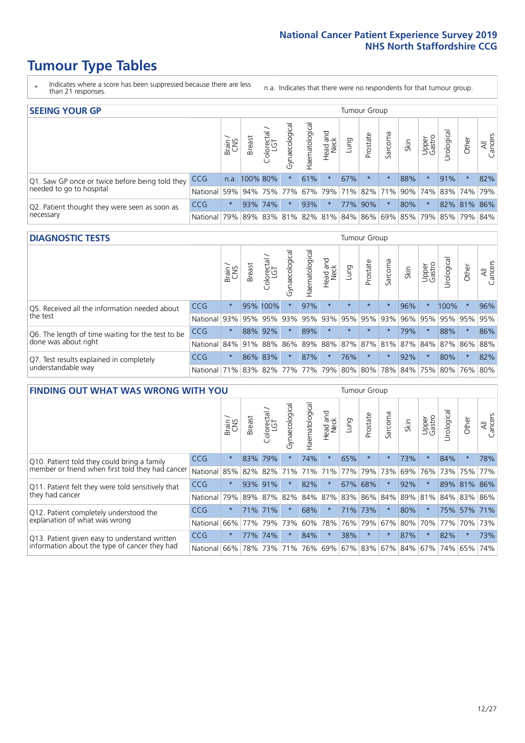# Tumour Type Tables

\* Indicates where a score has been suppressed because there are less than 21 responses.

n.a. Indicates that there were no respondents for that tumour group.

## SEEING YOUR GP

| | | Brain / CNS | Breast | Colorectal / LGT | Gynaecological | Haematological | Head and Neck | Lung | Prostate | Sarcoma | Skin | Upper Gastro | Urological | Other | All Cancers |
|---|---|---|---|---|---|---|---|---|---|---|---|---|---|---|---|
| Q1. Saw GP once or twice before being told they needed to go to hospital | CCG | n.a. | 100% | 80% | * | 61% | * | 67% | * | * | 88% | * | 91% | * | 82% |
| | National | 59% | 94% | 75% | 77% | 67% | 79% | 71% | 82% | 71% | 90% | 74% | 83% | 74% | 79% |
| Q2. Patient thought they were seen as soon as necessary | CCG | * | 93% | 74% | * | 93% | * | 77% | 90% | * | 80% | * | 82% | 81% | 86% |
| | National | 79% | 89% | 83% | 81% | 82% | 81% | 84% | 86% | 69% | 85% | 79% | 85% | 79% | 84% |

## DIAGNOSTIC TESTS

| | | Brain / CNS | Breast | Colorectal / LGT | Gynaecological | Haematological | Head and Neck | Lung | Prostate | Sarcoma | Skin | Upper Gastro | Urological | Other | All Cancers |
|---|---|---|---|---|---|---|---|---|---|---|---|---|---|---|---|
| Q5. Received all the information needed about the test | CCG | * | 95% | 100% | * | 97% | * | * | * | * | 96% | * | 100% | * | 96% |
| | National | 93% | 95% | 95% | 93% | 95% | 93% | 95% | 95% | 93% | 96% | 95% | 95% | 95% | 95% |
| Q6. The length of time waiting for the test to be done was about right | CCG | * | 88% | 92% | * | 89% | * | * | * | * | 79% | * | 88% | * | 86% |
| | National | 84% | 91% | 88% | 86% | 89% | 88% | 87% | 87% | 81% | 87% | 84% | 87% | 86% | 88% |
| Q7. Test results explained in completely understandable way | CCG | * | 86% | 83% | * | 87% | * | 76% | * | * | 92% | * | 80% | * | 82% |
| | National | 71% | 83% | 82% | 77% | 77% | 79% | 80% | 80% | 78% | 84% | 75% | 80% | 76% | 80% |

## FINDING OUT WHAT WAS WRONG WITH YOU

| | | Brain / CNS | Breast | Colorectal / LGT | Gynaecological | Haematological | Head and Neck | Lung | Prostate | Sarcoma | Skin | Upper Gastro | Urological | Other | All Cancers |
|---|---|---|---|---|---|---|---|---|---|---|---|---|---|---|---|
| Q10. Patient told they could bring a family member or friend when first told they had cancer | CCG | * | 83% | 79% | * | 74% | * | 65% | * | * | 73% | * | 84% | * | 78% |
| | National | 85% | 82% | 82% | 71% | 71% | 71% | 77% | 79% | 73% | 69% | 76% | 73% | 75% | 77% |
| Q11. Patient felt they were told sensitively that they had cancer | CCG | * | 93% | 91% | * | 82% | * | 67% | 68% | * | 92% | * | 89% | 81% | 86% |
| | National | 79% | 89% | 87% | 82% | 84% | 87% | 83% | 86% | 84% | 89% | 81% | 84% | 83% | 86% |
| Q12. Patient completely understood the explanation of what was wrong | CCG | * | 71% | 71% | * | 68% | * | 71% | 73% | * | 80% | * | 75% | 57% | 71% |
| | National | 66% | 77% | 79% | 73% | 60% | 78% | 76% | 79% | 67% | 80% | 70% | 77% | 70% | 73% |
| Q13. Patient given easy to understand written information about the type of cancer they had | CCG | * | 77% | 74% | * | 84% | * | 38% | * | * | 87% | * | 82% | * | 73% |
| | National | 66% | 78% | 73% | 71% | 76% | 69% | 67% | 83% | 67% | 84% | 67% | 74% | 65% | 74% |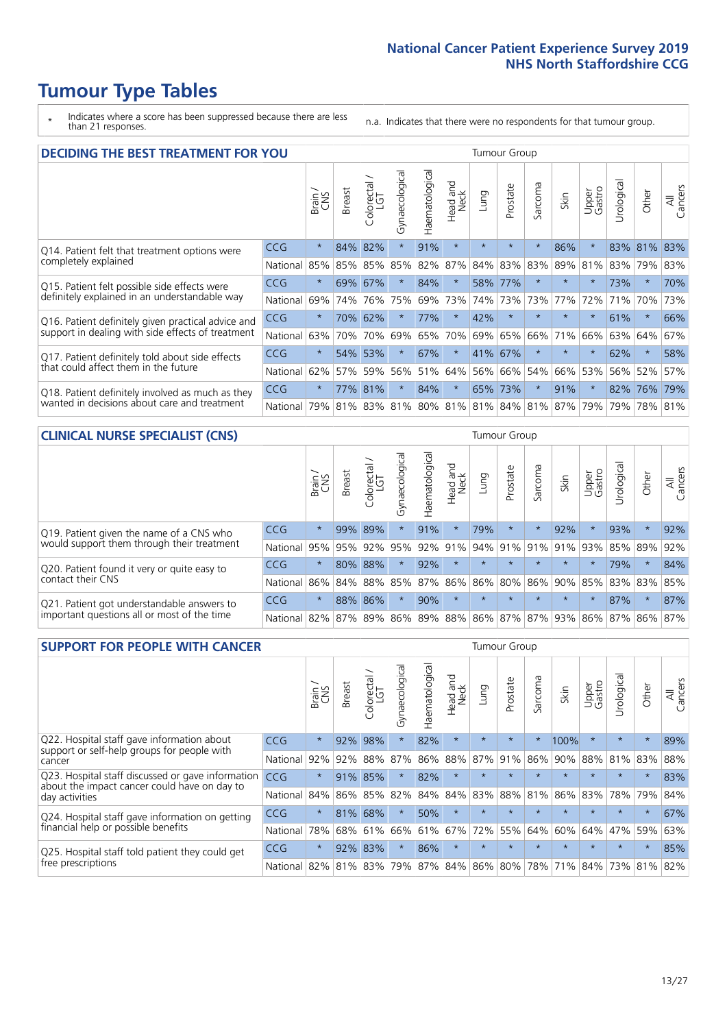# Tumour Type Tables

\* Indicates where a score has been suppressed because there are less than 21 responses.

n.a. Indicates that there were no respondents for that tumour group.

## DECIDING THE BEST TREATMENT FOR YOU

| | | Brain / CNS | Breast | Colorectal / LGT | Gynaecological | Haematological | Head and Neck | Lung | Prostate | Sarcoma | Skin | Upper Gastro | Urological | Other | All Cancers |
|---|---|---|---|---|---|---|---|---|---|---|---|---|---|---|---|
| Q14. Patient felt that treatment options were completely explained | CCG | * | 84% | 82% | * | 91% | * | * | * | * | 86% | * | 83% | 81% | 83% |
| | National | 85% | 85% | 85% | 85% | 82% | 87% | 84% | 83% | 83% | 89% | 81% | 83% | 79% | 83% |
| Q15. Patient felt possible side effects were definitely explained in an understandable way | CCG | * | 69% | 67% | * | 84% | * | 58% | 77% | * | * | * | 73% | * | 70% |
| | National | 69% | 74% | 76% | 75% | 69% | 73% | 74% | 73% | 73% | 77% | 72% | 71% | 70% | 73% |
| Q16. Patient definitely given practical advice and support in dealing with side effects of treatment | CCG | * | 70% | 62% | * | 77% | * | 42% | * | * | * | * | 61% | * | 66% |
| | National | 63% | 70% | 70% | 69% | 65% | 70% | 69% | 65% | 66% | 71% | 66% | 63% | 64% | 67% |
| Q17. Patient definitely told about side effects that could affect them in the future | CCG | * | 54% | 53% | * | 67% | * | 41% | 67% | * | * | * | 62% | * | 58% |
| | National | 62% | 57% | 59% | 56% | 51% | 64% | 56% | 66% | 54% | 66% | 53% | 56% | 52% | 57% |
| Q18. Patient definitely involved as much as they wanted in decisions about care and treatment | CCG | * | 77% | 81% | * | 84% | * | 65% | 73% | * | 91% | * | 82% | 76% | 79% |
| | National | 79% | 81% | 83% | 81% | 80% | 81% | 81% | 84% | 81% | 87% | 79% | 79% | 78% | 81% |

## CLINICAL NURSE SPECIALIST (CNS)

| | | Brain / CNS | Breast | Colorectal / LGT | Gynaecological | Haematological | Head and Neck | Lung | Prostate | Sarcoma | Skin | Upper Gastro | Urological | Other | All Cancers |
|---|---|---|---|---|---|---|---|---|---|---|---|---|---|---|---|
| Q19. Patient given the name of a CNS who would support them through their treatment | CCG | * | 99% | 89% | * | 91% | * | 79% | * | * | 92% | * | 93% | * | 92% |
| | National | 95% | 95% | 92% | 95% | 92% | 91% | 94% | 91% | 91% | 91% | 93% | 85% | 89% | 92% |
| Q20. Patient found it very or quite easy to contact their CNS | CCG | * | 80% | 88% | * | 92% | * | * | * | * | * | * | 79% | * | 84% |
| | National | 86% | 84% | 88% | 85% | 87% | 86% | 86% | 80% | 86% | 90% | 85% | 83% | 83% | 85% |
| Q21. Patient got understandable answers to important questions all or most of the time | CCG | * | 88% | 86% | * | 90% | * | * | * | * | * | * | 87% | * | 87% |
| | National | 82% | 87% | 89% | 86% | 89% | 88% | 86% | 87% | 87% | 93% | 86% | 87% | 86% | 87% |

## SUPPORT FOR PEOPLE WITH CANCER

| | | Brain / CNS | Breast | Colorectal / LGT | Gynaecological | Haematological | Head and Neck | Lung | Prostate | Sarcoma | Skin | Upper Gastro | Urological | Other | All Cancers |
|---|---|---|---|---|---|---|---|---|---|---|---|---|---|---|---|
| Q22. Hospital staff gave information about support or self-help groups for people with cancer | CCG | * | 92% | 98% | * | 82% | * | * | * | * | 100% | * | * | * | 89% |
| | National | 92% | 92% | 88% | 87% | 86% | 88% | 87% | 91% | 86% | 90% | 88% | 81% | 83% | 88% |
| Q23. Hospital staff discussed or gave information about the impact cancer could have on day to day activities | CCG | * | 91% | 85% | * | 82% | * | * | * | * | * | * | * | * | 83% |
| | National | 84% | 86% | 85% | 82% | 84% | 84% | 83% | 88% | 81% | 86% | 83% | 78% | 79% | 84% |
| Q24. Hospital staff gave information on getting financial help or possible benefits | CCG | * | 81% | 68% | * | 50% | * | * | * | * | * | * | * | * | 67% |
| | National | 78% | 68% | 61% | 66% | 61% | 67% | 72% | 55% | 64% | 60% | 64% | 47% | 59% | 63% |
| Q25. Hospital staff told patient they could get free prescriptions | CCG | * | 92% | 83% | * | 86% | * | * | * | * | * | * | * | * | 85% |
| | National | 82% | 81% | 83% | 79% | 87% | 84% | 86% | 80% | 78% | 71% | 84% | 73% | 81% | 82% |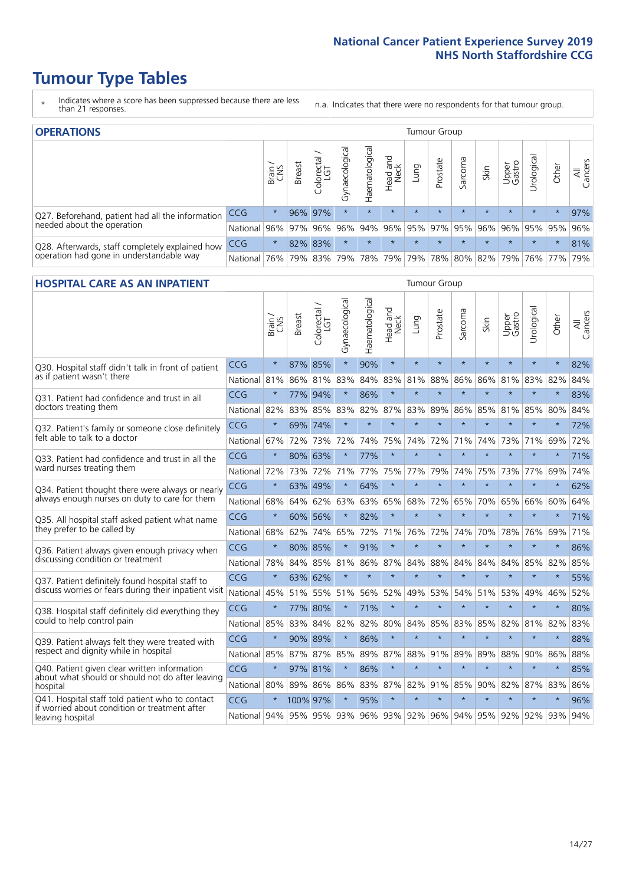# Tumour Type Tables

- \* Indicates where a score has been suppressed because there are less than 21 responses.
- n.a. Indicates that there were no respondents for that tumour group.

## OPERATIONS

| | | Brain / CNS | Breast | Colorectal / LGT | Gynaecological | Haematological | Head and Neck | Lung | Prostate | Sarcoma | Skin | Upper Gastro | Urological | Other | All Cancers |
|---|---|---|---|---|---|---|---|---|---|---|---|---|---|---|---|
| Q27. Beforehand, patient had all the information needed about the operation | CCG | * | 96% | 97% | * | * | * | * | * | * | * | * | * | * | 97% |
| | National | 96% | 97% | 96% | 96% | 94% | 96% | 95% | 97% | 95% | 96% | 96% | 95% | 95% | 96% |
| Q28. Afterwards, staff completely explained how operation had gone in understandable way | CCG | * | 82% | 83% | * | * | * | * | * | * | * | * | * | * | 81% |
| | National | 76% | 79% | 83% | 79% | 78% | 79% | 79% | 78% | 80% | 82% | 79% | 76% | 77% | 79% |

## HOSPITAL CARE AS AN INPATIENT

| | | Brain / CNS | Breast | Colorectal / LGT | Gynaecological | Haematological | Head and Neck | Lung | Prostate | Sarcoma | Skin | Upper Gastro | Urological | Other | All Cancers |
|---|---|---|---|---|---|---|---|---|---|---|---|---|---|---|---|
| Q30. Hospital staff didn't talk in front of patient as if patient wasn't there | CCG | * | 87% | 85% | * | 90% | * | * | * | * | * | * | * | * | 82% |
| | National | 81% | 86% | 81% | 83% | 84% | 83% | 81% | 88% | 86% | 86% | 81% | 83% | 82% | 84% |
| Q31. Patient had confidence and trust in all doctors treating them | CCG | * | 77% | 94% | * | 86% | * | * | * | * | * | * | * | * | 83% |
| | National | 82% | 83% | 85% | 83% | 82% | 87% | 83% | 89% | 86% | 85% | 81% | 85% | 80% | 84% |
| Q32. Patient's family or someone close definitely felt able to talk to a doctor | CCG | * | 69% | 74% | * | * | * | * | * | * | * | * | * | * | 72% |
| | National | 67% | 72% | 73% | 72% | 74% | 75% | 74% | 72% | 71% | 74% | 73% | 71% | 69% | 72% |
| Q33. Patient had confidence and trust in all the ward nurses treating them | CCG | * | 80% | 63% | * | 77% | * | * | * | * | * | * | * | * | 71% |
| | National | 72% | 73% | 72% | 71% | 77% | 75% | 77% | 79% | 74% | 75% | 73% | 77% | 69% | 74% |
| Q34. Patient thought there were always or nearly always enough nurses on duty to care for them | CCG | * | 63% | 49% | * | 64% | * | * | * | * | * | * | * | * | 62% |
| | National | 68% | 64% | 62% | 63% | 63% | 65% | 68% | 72% | 65% | 70% | 65% | 66% | 60% | 64% |
| Q35. All hospital staff asked patient what name they prefer to be called by | CCG | * | 60% | 56% | * | 82% | * | * | * | * | * | * | * | * | 71% |
| | National | 68% | 62% | 74% | 65% | 72% | 71% | 76% | 72% | 74% | 70% | 78% | 76% | 69% | 71% |
| Q36. Patient always given enough privacy when discussing condition or treatment | CCG | * | 80% | 85% | * | 91% | * | * | * | * | * | * | * | * | 86% |
| | National | 78% | 84% | 85% | 81% | 86% | 87% | 84% | 88% | 84% | 84% | 84% | 85% | 82% | 85% |
| Q37. Patient definitely found hospital staff to discuss worries or fears during their inpatient visit | CCG | * | 63% | 62% | * | * | * | * | * | * | * | * | * | * | 55% |
| | National | 45% | 51% | 55% | 51% | 56% | 52% | 49% | 53% | 54% | 51% | 53% | 49% | 46% | 52% |
| Q38. Hospital staff definitely did everything they could to help control pain | CCG | * | 77% | 80% | * | 71% | * | * | * | * | * | * | * | * | 80% |
| | National | 85% | 83% | 84% | 82% | 82% | 80% | 84% | 85% | 83% | 85% | 82% | 81% | 82% | 83% |
| Q39. Patient always felt they were treated with respect and dignity while in hospital | CCG | * | 90% | 89% | * | 86% | * | * | * | * | * | * | * | * | 88% |
| | National | 85% | 87% | 87% | 85% | 89% | 87% | 88% | 91% | 89% | 89% | 88% | 90% | 86% | 88% |
| Q40. Patient given clear written information about what should or should not do after leaving hospital | CCG | * | 97% | 81% | * | 86% | * | * | * | * | * | * | * | * | 85% |
| | National | 80% | 89% | 86% | 86% | 83% | 87% | 82% | 91% | 85% | 90% | 82% | 87% | 83% | 86% |
| Q41. Hospital staff told patient who to contact if worried about condition or treatment after leaving hospital | CCG | * | 100% | 97% | * | 95% | * | * | * | * | * | * | * | * | 96% |
| | National | 94% | 95% | 95% | 93% | 96% | 93% | 92% | 96% | 94% | 95% | 92% | 92% | 93% | 94% |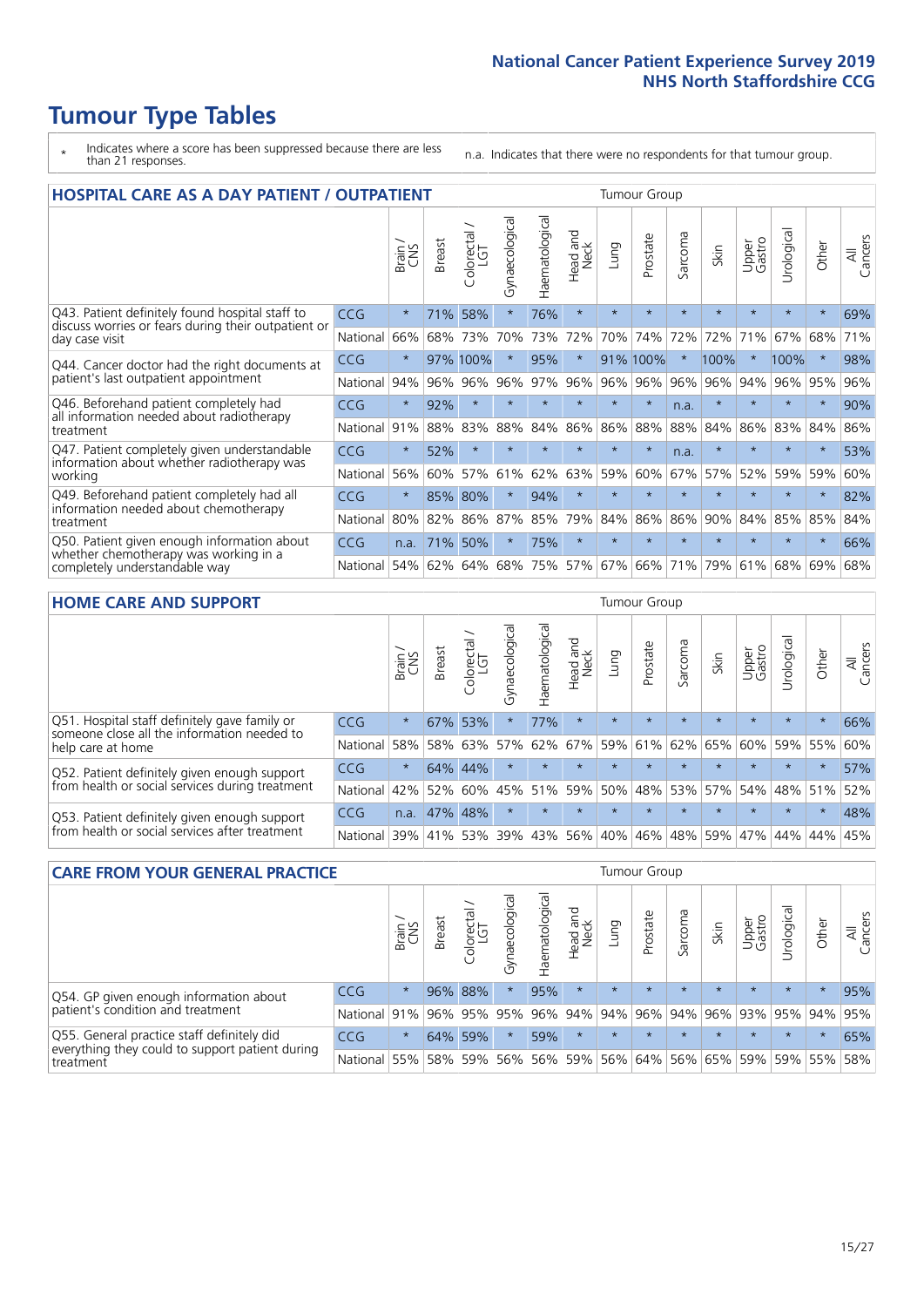# Tumour Type Tables

- \* Indicates where a score has been suppressed because there are less than 21 responses.
- n.a. Indicates that there were no respondents for that tumour group.

## HOSPITAL CARE AS A DAY PATIENT / OUTPATIENT

| | | Brain / CNS | Breast | Colorectal / LGT | Gynaecological | Haematological | Head and Neck | Lung | Prostate | Sarcoma | Skin | Upper Gastro | Urological | Other | All Cancers |
|---|---|---|---|---|---|---|---|---|---|---|---|---|---|---|---|
| Q43. Patient definitely found hospital staff to discuss worries or fears during their outpatient or day case visit | CCG | * | 71% | 58% | * | 76% | * | * | * | * | * | * | * | * | 69% |
| | National | 66% | 68% | 73% | 70% | 73% | 72% | 70% | 74% | 72% | 72% | 71% | 67% | 68% | 71% |
| Q44. Cancer doctor had the right documents at patient's last outpatient appointment | CCG | * | 97% | 100% | * | 95% | * | 91% | 100% | * | 100% | * | 100% | * | 98% |
| | National | 94% | 96% | 96% | 96% | 97% | 96% | 96% | 96% | 96% | 96% | 94% | 96% | 95% | 96% |
| Q46. Beforehand patient completely had all information needed about radiotherapy treatment | CCG | * | 92% | * | * | * | * | * | * | n.a. | * | * | * | * | 90% |
| | National | 91% | 88% | 83% | 88% | 84% | 86% | 86% | 88% | 88% | 84% | 86% | 83% | 84% | 86% |
| Q47. Patient completely given understandable information about whether radiotherapy was working | CCG | * | 52% | * | * | * | * | * | * | n.a. | * | * | * | * | 53% |
| | National | 56% | 60% | 57% | 61% | 62% | 63% | 59% | 60% | 67% | 57% | 52% | 59% | 59% | 60% |
| Q49. Beforehand patient completely had all information needed about chemotherapy treatment | CCG | * | 85% | 80% | * | 94% | * | * | * | * | * | * | * | * | 82% |
| | National | 80% | 82% | 86% | 87% | 85% | 79% | 84% | 86% | 86% | 90% | 84% | 85% | 85% | 84% |
| Q50. Patient given enough information about whether chemotherapy was working in a completely understandable way | CCG | n.a. | 71% | 50% | * | 75% | * | * | * | * | * | * | * | * | 66% |
| | National | 54% | 62% | 64% | 68% | 75% | 57% | 67% | 66% | 71% | 79% | 61% | 68% | 69% | 68% |

## HOME CARE AND SUPPORT

| | | Brain / CNS | Breast | Colorectal / LGT | Gynaecological | Haematological | Head and Neck | Lung | Prostate | Sarcoma | Skin | Upper Gastro | Urological | Other | All Cancers |
|---|---|---|---|---|---|---|---|---|---|---|---|---|---|---|---|
| Q51. Hospital staff definitely gave family or someone close all the information needed to help care at home | CCG | * | 67% | 53% | * | 77% | * | * | * | * | * | * | * | * | 66% |
| | National | 58% | 58% | 63% | 57% | 62% | 67% | 59% | 61% | 62% | 65% | 60% | 59% | 55% | 60% |
| Q52. Patient definitely given enough support from health or social services during treatment | CCG | * | 64% | 44% | * | * | * | * | * | * | * | * | * | * | 57% |
| | National | 42% | 52% | 60% | 45% | 51% | 59% | 50% | 48% | 53% | 57% | 54% | 48% | 51% | 52% |
| Q53. Patient definitely given enough support from health or social services after treatment | CCG | n.a. | 47% | 48% | * | * | * | * | * | * | * | * | * | * | 48% |
| | National | 39% | 41% | 53% | 39% | 43% | 56% | 40% | 46% | 48% | 59% | 47% | 44% | 44% | 45% |

## CARE FROM YOUR GENERAL PRACTICE

| | | Brain / CNS | Breast | Colorectal / LGT | Gynaecological | Haematological | Head and Neck | Lung | Prostate | Sarcoma | Skin | Upper Gastro | Urological | Other | All Cancers |
|---|---|---|---|---|---|---|---|---|---|---|---|---|---|---|---|
| Q54. GP given enough information about patient's condition and treatment | CCG | * | 96% | 88% | * | 95% | * | * | * | * | * | * | * | * | 95% |
| | National | 91% | 96% | 95% | 95% | 96% | 94% | 94% | 96% | 94% | 96% | 93% | 95% | 94% | 95% |
| Q55. General practice staff definitely did everything they could to support patient during treatment | CCG | * | 64% | 59% | * | 59% | * | * | * | * | * | * | * | * | 65% |
| | National | 55% | 58% | 59% | 56% | 56% | 59% | 56% | 64% | 56% | 65% | 59% | 59% | 55% | 58% |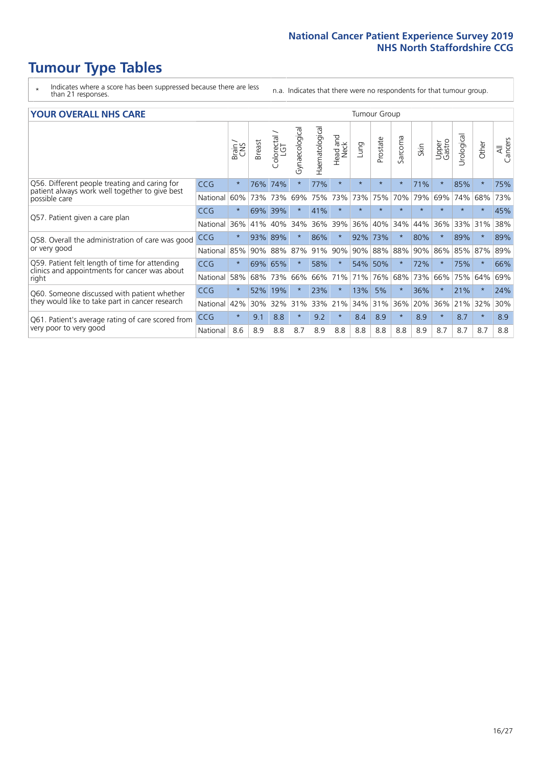# Tumour Type Tables

\* Indicates where a score has been suppressed because there are less than 21 responses.

n.a. Indicates that there were no respondents for that tumour group.

## YOUR OVERALL NHS CARE

| | | Tumour Group | | | | | | | | | | | | | |
|---|---|---|---|---|---|---|---|---|---|---|---|---|---|---|---|
| | | Brain / CNS | Breast | Colorectal / LGT | Gynaecological | Haematological | Head and Neck | Lung | Prostate | Sarcoma | Skin | Upper Gastro | Urological | Other | All Cancers |
| Q56. Different people treating and caring for patient always work well together to give best possible care | CCG | * | 76% | 74% | * | 77% | * | * | * | * | 71% | * | 85% | * | 75% |
| | National | 60% | 73% | 73% | 69% | 75% | 73% | 73% | 75% | 70% | 79% | 69% | 74% | 68% | 73% |
| Q57. Patient given a care plan | CCG | * | 69% | 39% | * | 41% | * | * | * | * | * | * | * | * | 45% |
| | National | 36% | 41% | 40% | 34% | 36% | 39% | 36% | 40% | 34% | 44% | 36% | 33% | 31% | 38% |
| Q58. Overall the administration of care was good or very good | CCG | * | 93% | 89% | * | 86% | * | 92% | 73% | * | 80% | * | 89% | * | 89% |
| | National | 85% | 90% | 88% | 87% | 91% | 90% | 90% | 88% | 88% | 90% | 86% | 85% | 87% | 89% |
| Q59. Patient felt length of time for attending clinics and appointments for cancer was about right | CCG | * | 69% | 65% | * | 58% | * | 54% | 50% | * | 72% | * | 75% | * | 66% |
| | National | 58% | 68% | 73% | 66% | 66% | 71% | 71% | 76% | 68% | 73% | 66% | 75% | 64% | 69% |
| Q60. Someone discussed with patient whether they would like to take part in cancer research | CCG | * | 52% | 19% | * | 23% | * | 13% | 5% | * | 36% | * | 21% | * | 24% |
| | National | 42% | 30% | 32% | 31% | 33% | 21% | 34% | 31% | 36% | 20% | 36% | 21% | 32% | 30% |
| Q61. Patient's average rating of care scored from very poor to very good | CCG | * | 9.1 | 8.8 | * | 9.2 | * | 8.4 | 8.9 | * | 8.9 | * | 8.7 | * | 8.9 |
| | National | 8.6 | 8.9 | 8.8 | 8.7 | 8.9 | 8.8 | 8.8 | 8.8 | 8.8 | 8.9 | 8.7 | 8.7 | 8.7 | 8.8 |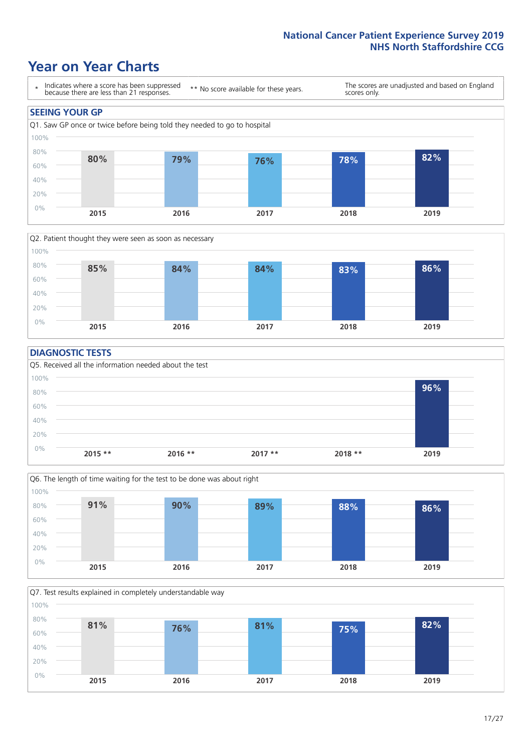# Year on Year Charts

\* Indicates where a score has been suppressed because there are less than 21 responses.

** No score available for these years.

The scores are unadjusted and based on England scores only.

## SEEING YOUR GP

Q1. Saw GP once or twice before being told they needed to go to hospital

| 2015 | 2016 | 2017 | 2018 | 2019 |
|---|---|---|---|---|
| 80% | 79% | 76% | 78% | 82% |

Q2. Patient thought they were seen as soon as necessary

| 2015 | 2016 | 2017 | 2018 | 2019 |
|---|---|---|---|---|
| 85% | 84% | 84% | 83% | 86% |

## DIAGNOSTIC TESTS

Q5. Received all the information needed about the test

| 2015 ** | 2016 ** | 2017 ** | 2018 ** | 2019 |
|---|---|---|---|---|
| | | | | 96% |

Q6. The length of time waiting for the test to be done was about right

| 2015 | 2016 | 2017 | 2018 | 2019 |
|---|---|---|---|---|
| 91% | 90% | 89% | 88% | 86% |

Q7. Test results explained in completely understandable way

| 2015 | 2016 | 2017 | 2018 | 2019 |
|---|---|---|---|---|
| 81% | 76% | 81% | 75% | 82% |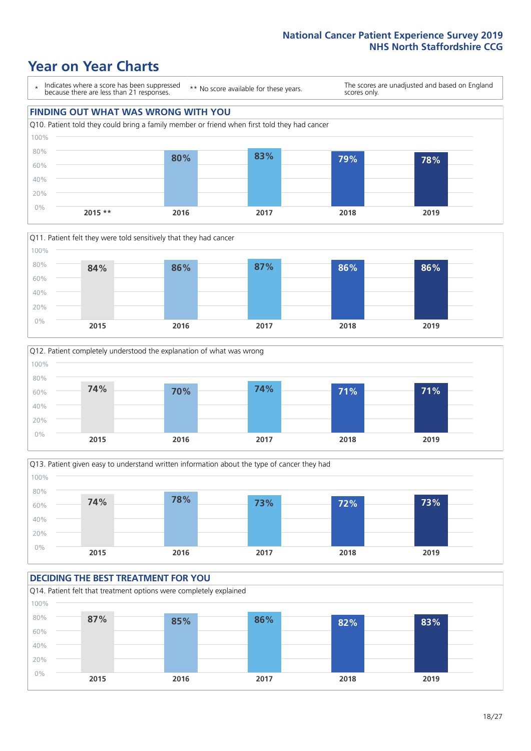## Year on Year Charts

\* Indicates where a score has been suppressed because there are less than 21 responses.

\*\* No score available for these years.

The scores are unadjusted and based on England scores only.

### FINDING OUT WHAT WAS WRONG WITH YOU

Q10. Patient told they could bring a family member or friend when first told they had cancer

| 2015 ** | 2016 | 2017 | 2018 | 2019 |
|---|---|---|---|---|
| | 80% | 83% | 79% | 78% |

Q11. Patient felt they were told sensitively that they had cancer

| 2015 | 2016 | 2017 | 2018 | 2019 |
|---|---|---|---|---|
| 84% | 86% | 87% | 86% | 86% |

Q12. Patient completely understood the explanation of what was wrong

| 2015 | 2016 | 2017 | 2018 | 2019 |
|---|---|---|---|---|
| 74% | 70% | 74% | 71% | 71% |

Q13. Patient given easy to understand written information about the type of cancer they had

| 2015 | 2016 | 2017 | 2018 | 2019 |
|---|---|---|---|---|
| 74% | 78% | 73% | 72% | 73% |

### DECIDING THE BEST TREATMENT FOR YOU

Q14. Patient felt that treatment options were completely explained

| 2015 | 2016 | 2017 | 2018 | 2019 |
|---|---|---|---|---|
| 87% | 85% | 86% | 82% | 83% |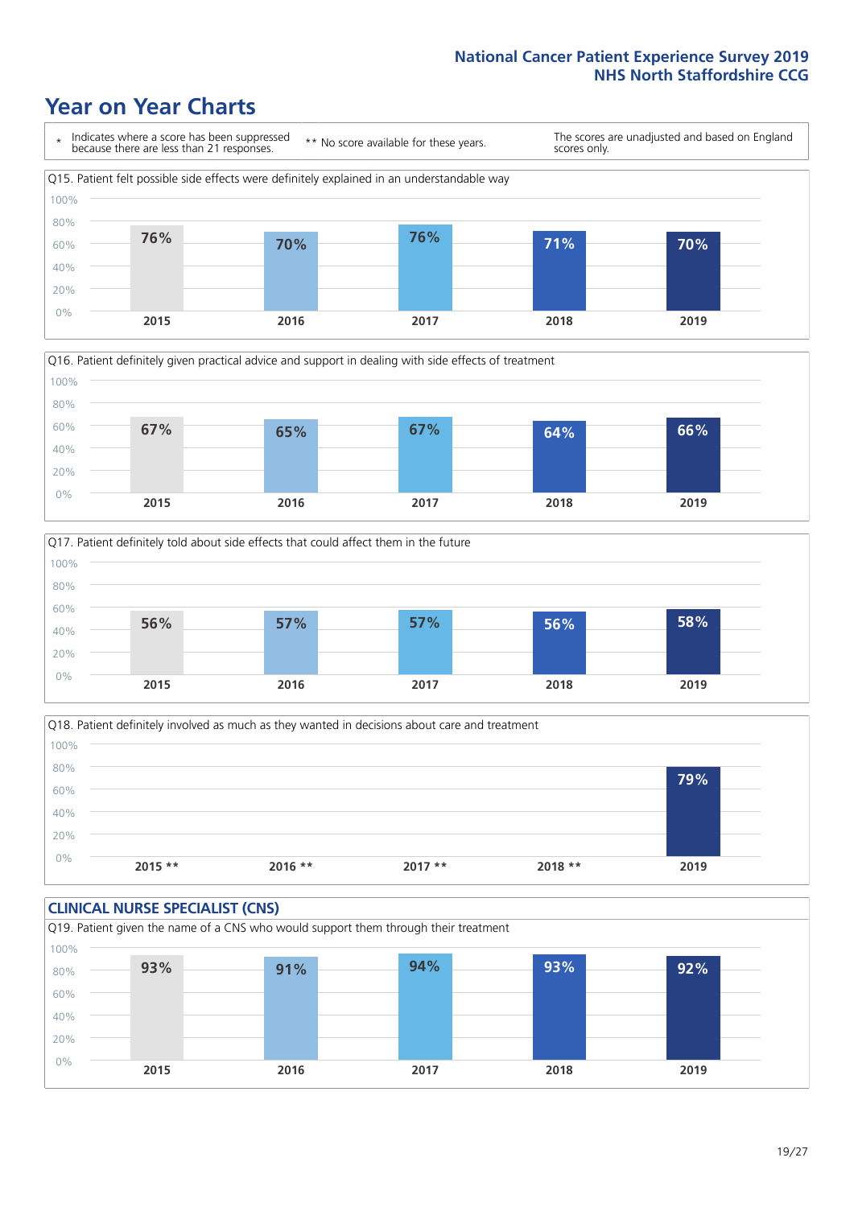National Cancer Patient Experience Survey 2019
NHS North Staffordshire CCG

# Year on Year Charts

\* Indicates where a score has been suppressed because there are less than 21 responses.

** No score available for these years.

The scores are unadjusted and based on England scores only.

Q15. Patient felt possible side effects were definitely explained in an understandable way

| 2015 | 2016 | 2017 | 2018 | 2019 |
|---|---|---|---|---|
| 76% | 70% | 76% | 71% | 70% |

Q16. Patient definitely given practical advice and support in dealing with side effects of treatment

| 2015 | 2016 | 2017 | 2018 | 2019 |
|---|---|---|---|---|
| 67% | 65% | 67% | 64% | 66% |

Q17. Patient definitely told about side effects that could affect them in the future

| 2015 | 2016 | 2017 | 2018 | 2019 |
|---|---|---|---|---|
| 56% | 57% | 57% | 56% | 58% |

Q18. Patient definitely involved as much as they wanted in decisions about care and treatment

| 2015 ** | 2016 ** | 2017 ** | 2018 ** | 2019 |
|---|---|---|---|---|
| | | | | 79% |

## CLINICAL NURSE SPECIALIST (CNS)

Q19. Patient given the name of a CNS who would support them through their treatment

| 2015 | 2016 | 2017 | 2018 | 2019 |
|---|---|---|---|---|
| 93% | 91% | 94% | 93% | 92% |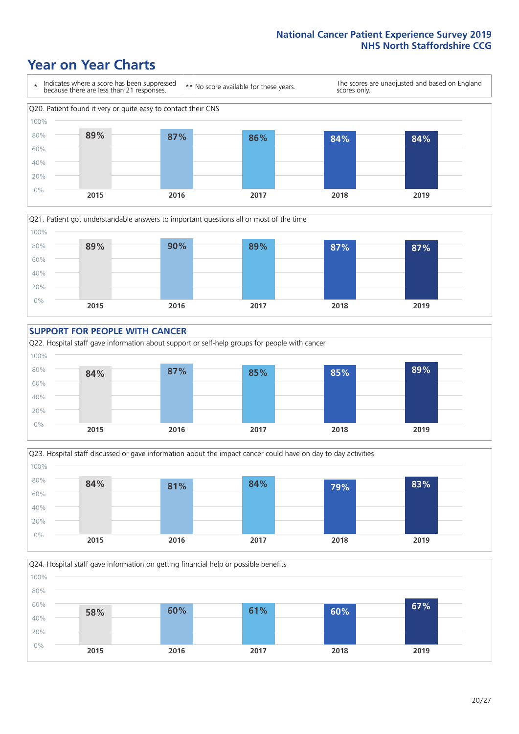# Year on Year Charts

\* Indicates where a score has been suppressed because there are less than 21 responses.

\*\* No score available for these years.

The scores are unadjusted and based on England scores only.

Q20. Patient found it very or quite easy to contact their CNS

| 2015 | 2016 | 2017 | 2018 | 2019 |
|---|---|---|---|---|
| 89% | 87% | 86% | 84% | 84% |

Q21. Patient got understandable answers to important questions all or most of the time

| 2015 | 2016 | 2017 | 2018 | 2019 |
|---|---|---|---|---|
| 89% | 90% | 89% | 87% | 87% |

## SUPPORT FOR PEOPLE WITH CANCER

Q22. Hospital staff gave information about support or self-help groups for people with cancer

| 2015 | 2016 | 2017 | 2018 | 2019 |
|---|---|---|---|---|
| 84% | 87% | 85% | 85% | 89% |

Q23. Hospital staff discussed or gave information about the impact cancer could have on day to day activities

| 2015 | 2016 | 2017 | 2018 | 2019 |
|---|---|---|---|---|
| 84% | 81% | 84% | 79% | 83% |

Q24. Hospital staff gave information on getting financial help or possible benefits

| 2015 | 2016 | 2017 | 2018 | 2019 |
|---|---|---|---|---|
| 58% | 60% | 61% | 60% | 67% |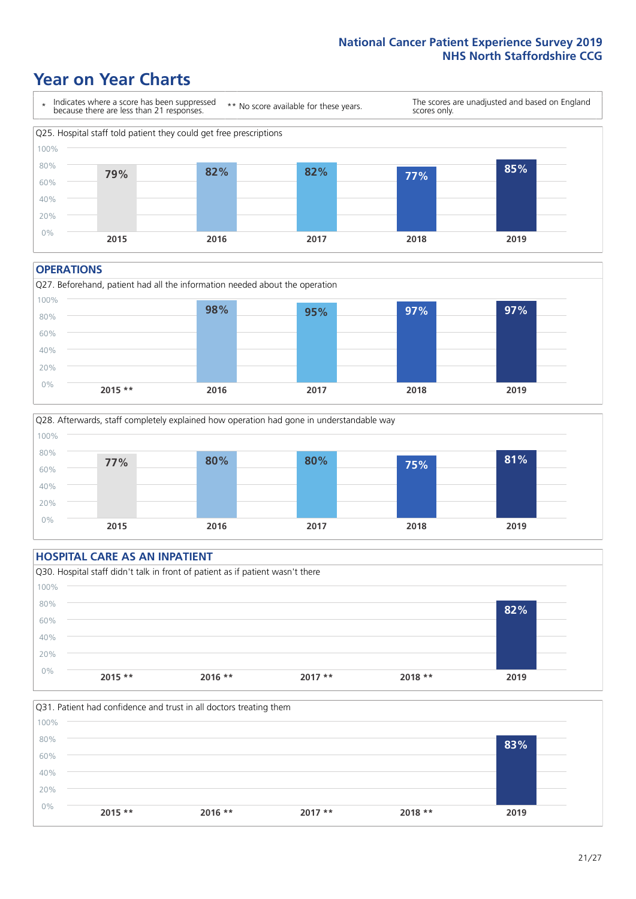# Year on Year Charts

\* Indicates where a score has been suppressed because there are less than 21 responses.

** No score available for these years.

The scores are unadjusted and based on England scores only.

Q25. Hospital staff told patient they could get free prescriptions

| 2015 | 2016 | 2017 | 2018 | 2019 |
|---|---|---|---|---|
| 79% | 82% | 82% | 77% | 85% |

## OPERATIONS

Q27. Beforehand, patient had all the information needed about the operation

| 2015 ** | 2016 | 2017 | 2018 | 2019 |
|---|---|---|---|---|
| | 98% | 95% | 97% | 97% |

Q28. Afterwards, staff completely explained how operation had gone in understandable way

| 2015 | 2016 | 2017 | 2018 | 2019 |
|---|---|---|---|---|
| 77% | 80% | 80% | 75% | 81% |

## HOSPITAL CARE AS AN INPATIENT

Q30. Hospital staff didn't talk in front of patient as if patient wasn't there

| 2015 ** | 2016 ** | 2017 ** | 2018 ** | 2019 |
|---|---|---|---|---|
| | | | | 82% |

Q31. Patient had confidence and trust in all doctors treating them

| 2015 ** | 2016 ** | 2017 ** | 2018 ** | 2019 |
|---|---|---|---|---|
| | | | | 83% |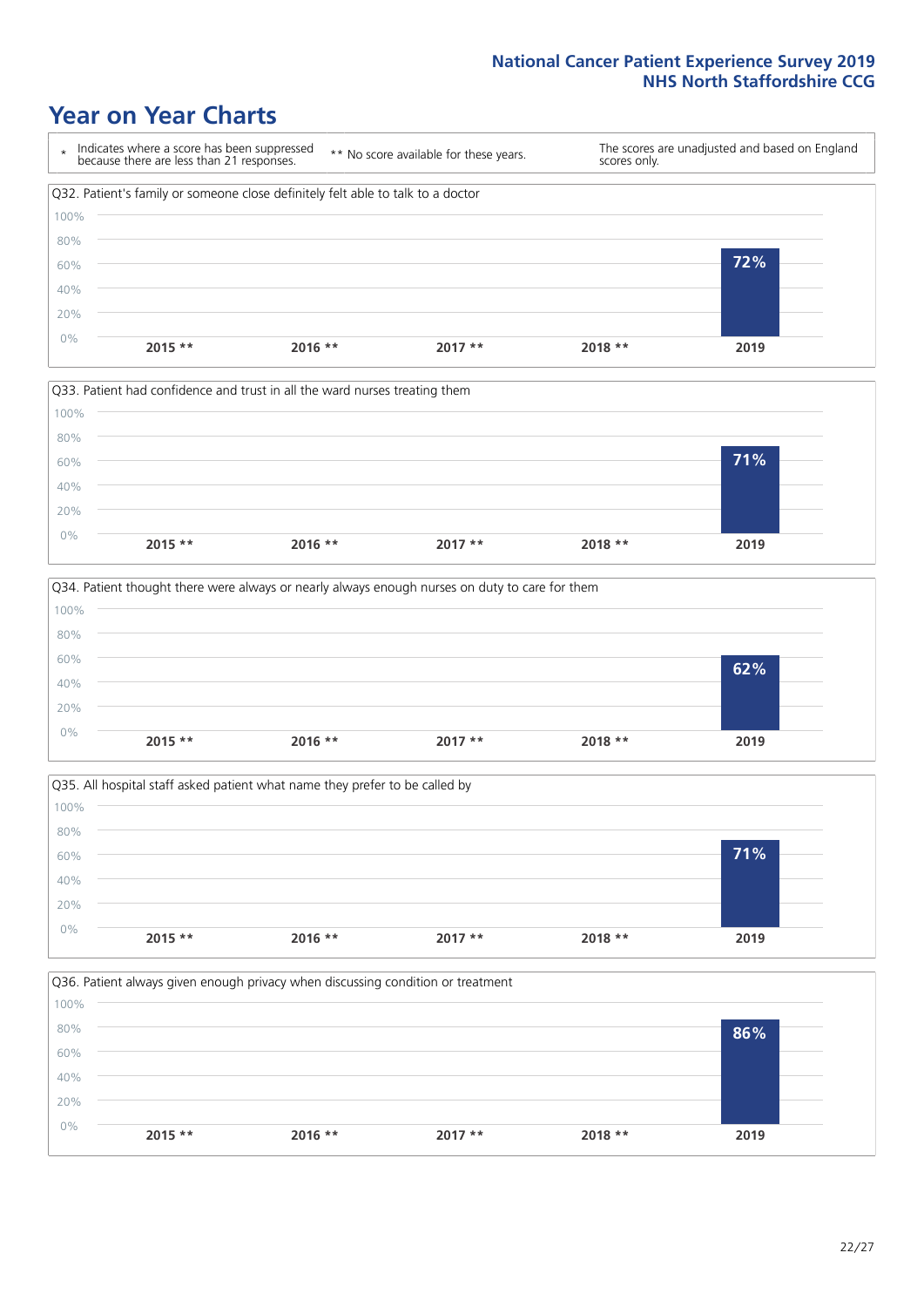# Year on Year Charts

\* Indicates where a score has been suppressed because there are less than 21 responses.

** No score available for these years.

The scores are unadjusted and based on England scores only.

Q32. Patient's family or someone close definitely felt able to talk to a doctor

| 2015 ** | 2016 ** | 2017 ** | 2018 ** | 2019 |
|---|---|---|---|---|
| | | | | 72% |

Q33. Patient had confidence and trust in all the ward nurses treating them

| 2015 ** | 2016 ** | 2017 ** | 2018 ** | 2019 |
|---|---|---|---|---|
| | | | | 71% |

Q34. Patient thought there were always or nearly always enough nurses on duty to care for them

| 2015 ** | 2016 ** | 2017 ** | 2018 ** | 2019 |
|---|---|---|---|---|
| | | | | 62% |

Q35. All hospital staff asked patient what name they prefer to be called by

| 2015 ** | 2016 ** | 2017 ** | 2018 ** | 2019 |
|---|---|---|---|---|
| | | | | 71% |

Q36. Patient always given enough privacy when discussing condition or treatment

| 2015 ** | 2016 ** | 2017 ** | 2018 ** | 2019 |
|---|---|---|---|---|
| | | | | 86% |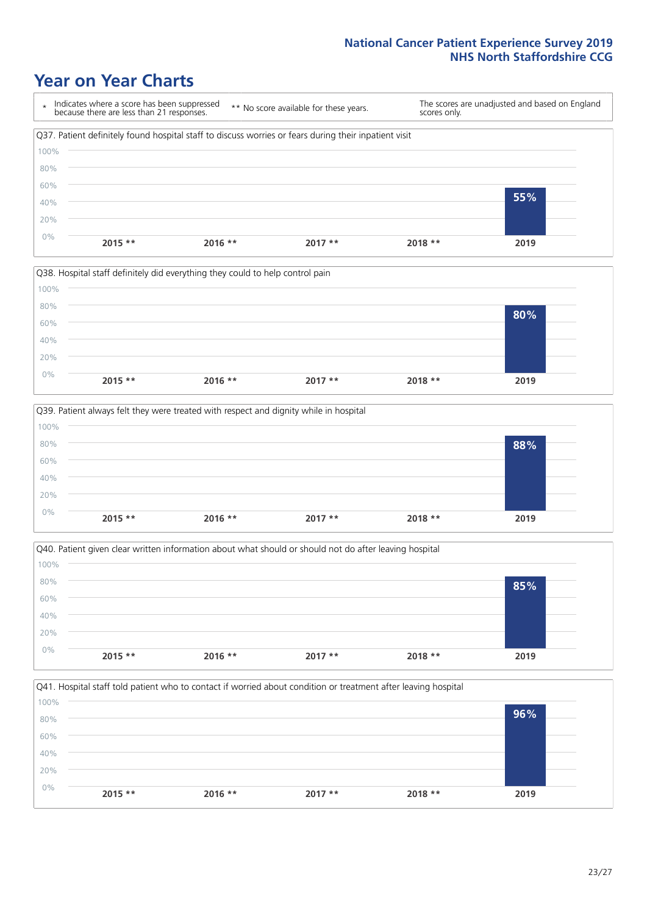# Year on Year Charts

\* Indicates where a score has been suppressed because there are less than 21 responses.

** No score available for these years.

The scores are unadjusted and based on England scores only.

Q37. Patient definitely found hospital staff to discuss worries or fears during their inpatient visit

| 2015 ** | 2016 ** | 2017 ** | 2018 ** | 2019 |
|---|---|---|---|---|
| | | | | 55% |

Q38. Hospital staff definitely did everything they could to help control pain

| 2015 ** | 2016 ** | 2017 ** | 2018 ** | 2019 |
|---|---|---|---|---|
| | | | | 80% |

Q39. Patient always felt they were treated with respect and dignity while in hospital

| 2015 ** | 2016 ** | 2017 ** | 2018 ** | 2019 |
|---|---|---|---|---|
| | | | | 88% |

Q40. Patient given clear written information about what should or should not do after leaving hospital

| 2015 ** | 2016 ** | 2017 ** | 2018 ** | 2019 |
|---|---|---|---|---|
| | | | | 85% |

Q41. Hospital staff told patient who to contact if worried about condition or treatment after leaving hospital

| 2015 ** | 2016 ** | 2017 ** | 2018 ** | 2019 |
|---|---|---|---|---|
| | | | | 96% |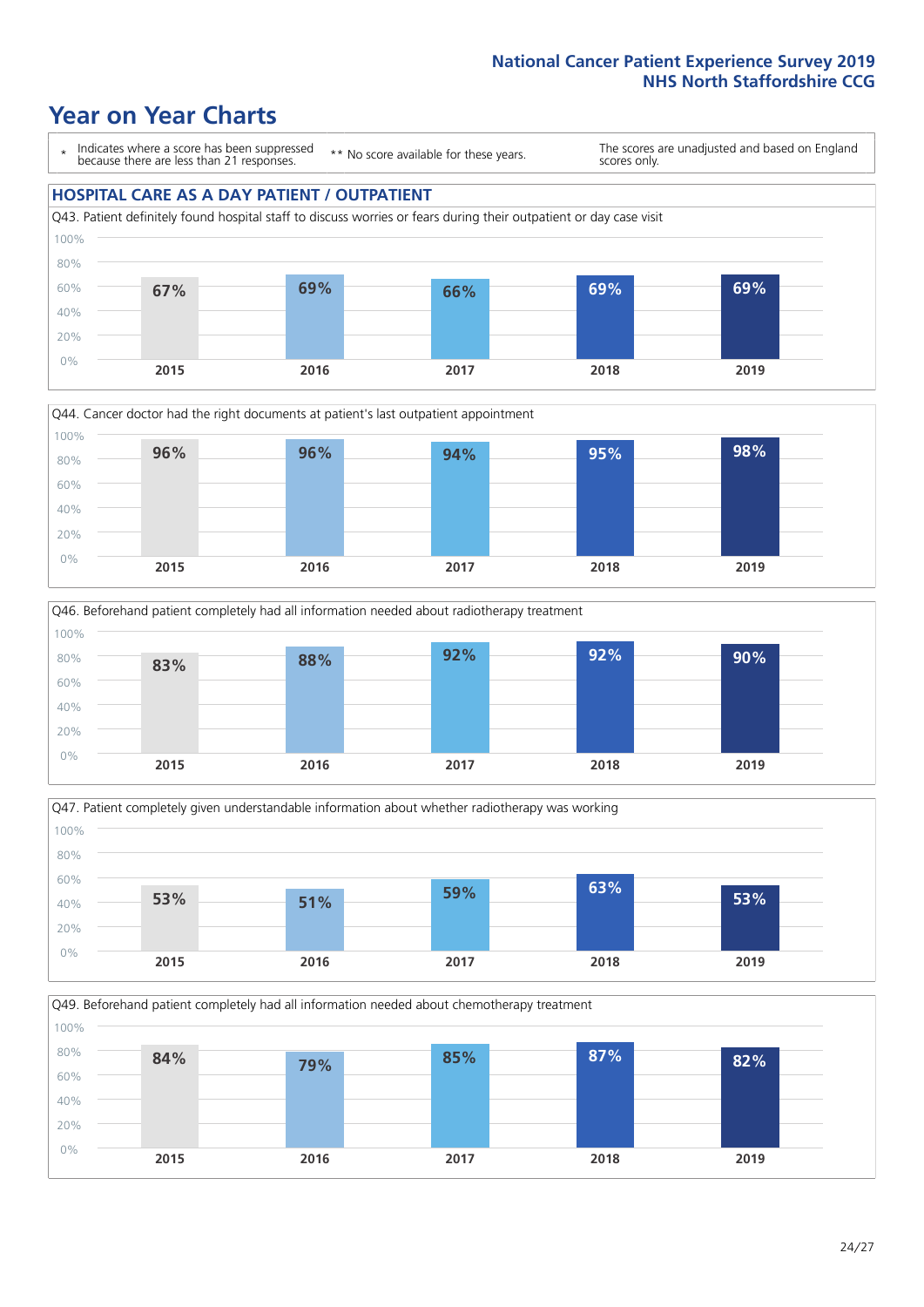# Year on Year Charts

\* Indicates where a score has been suppressed because there are less than 21 responses.

\*\* No score available for these years.

The scores are unadjusted and based on England scores only.

## HOSPITAL CARE AS A DAY PATIENT / OUTPATIENT

Q43. Patient definitely found hospital staff to discuss worries or fears during their outpatient or day case visit

| 2015 | 2016 | 2017 | 2018 | 2019 |
|---|---|---|---|---|
| 67% | 69% | 66% | 69% | 69% |

Q44. Cancer doctor had the right documents at patient's last outpatient appointment

| 2015 | 2016 | 2017 | 2018 | 2019 |
|---|---|---|---|---|
| 96% | 96% | 94% | 95% | 98% |

Q46. Beforehand patient completely had all information needed about radiotherapy treatment

| 2015 | 2016 | 2017 | 2018 | 2019 |
|---|---|---|---|---|
| 83% | 88% | 92% | 92% | 90% |

Q47. Patient completely given understandable information about whether radiotherapy was working

| 2015 | 2016 | 2017 | 2018 | 2019 |
|---|---|---|---|---|
| 53% | 51% | 59% | 63% | 53% |

Q49. Beforehand patient completely had all information needed about chemotherapy treatment

| 2015 | 2016 | 2017 | 2018 | 2019 |
|---|---|---|---|---|
| 84% | 79% | 85% | 87% | 82% |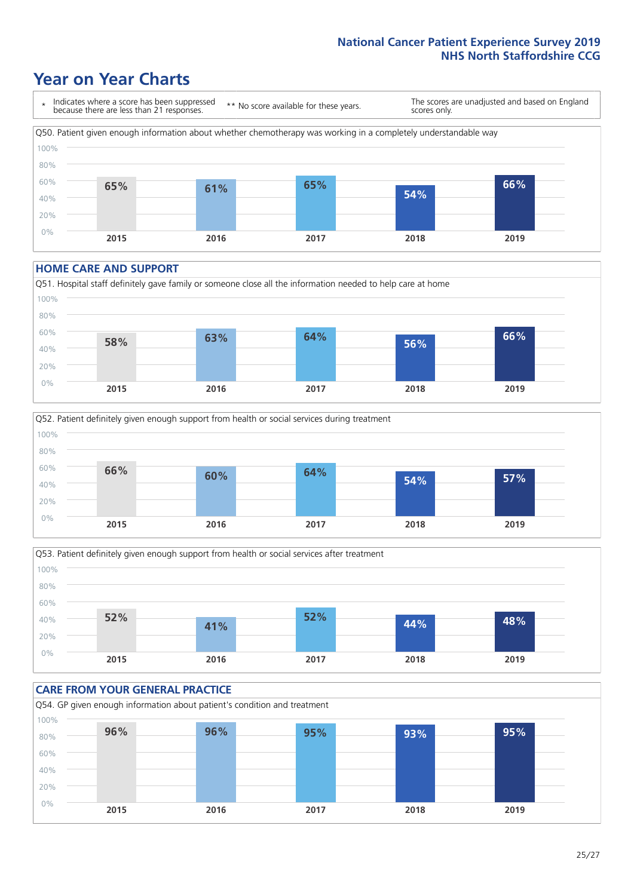# Year on Year Charts

\* Indicates where a score has been suppressed because there are less than 21 responses.

\*\* No score available for these years.

The scores are unadjusted and based on England scores only.

Q50. Patient given enough information about whether chemotherapy was working in a completely understandable way

| 2015 | 2016 | 2017 | 2018 | 2019 |
|---|---|---|---|---|
| 65% | 61% | 65% | 54% | 66% |

## HOME CARE AND SUPPORT

Q51. Hospital staff definitely gave family or someone close all the information needed to help care at home

| 2015 | 2016 | 2017 | 2018 | 2019 |
|---|---|---|---|---|
| 58% | 63% | 64% | 56% | 66% |

Q52. Patient definitely given enough support from health or social services during treatment

| 2015 | 2016 | 2017 | 2018 | 2019 |
|---|---|---|---|---|
| 66% | 60% | 64% | 54% | 57% |

Q53. Patient definitely given enough support from health or social services after treatment

| 2015 | 2016 | 2017 | 2018 | 2019 |
|---|---|---|---|---|
| 52% | 41% | 52% | 44% | 48% |

## CARE FROM YOUR GENERAL PRACTICE

Q54. GP given enough information about patient's condition and treatment

| 2015 | 2016 | 2017 | 2018 | 2019 |
|---|---|---|---|---|
| 96% | 96% | 95% | 93% | 95% |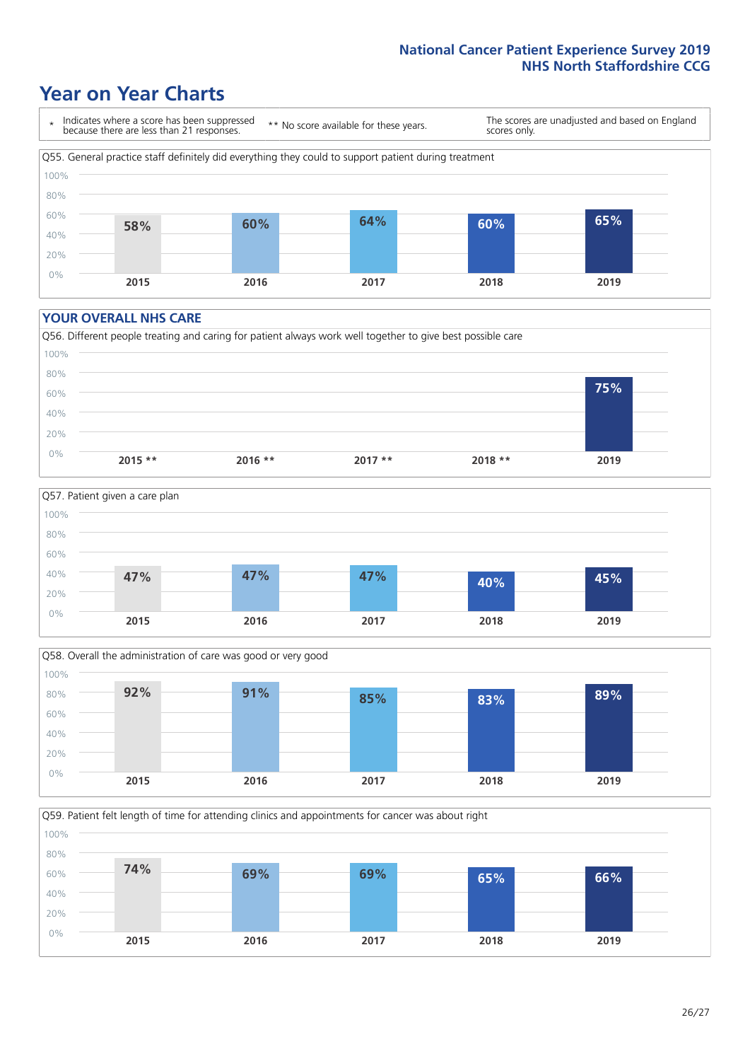# Year on Year Charts

\* Indicates where a score has been suppressed because there are less than 21 responses.

\*\* No score available for these years.

The scores are unadjusted and based on England scores only.

Q55. General practice staff definitely did everything they could to support patient during treatment

| 2015 | 2016 | 2017 | 2018 | 2019 |
|---|---|---|---|---|
| 58% | 60% | 64% | 60% | 65% |

## YOUR OVERALL NHS CARE

Q56. Different people treating and caring for patient always work well together to give best possible care

| 2015 ** | 2016 ** | 2017 ** | 2018 ** | 2019 |
|---|---|---|---|---|
| | | | | 75% |

Q57. Patient given a care plan

| 2015 | 2016 | 2017 | 2018 | 2019 |
|---|---|---|---|---|
| 47% | 47% | 47% | 40% | 45% |

Q58. Overall the administration of care was good or very good

| 2015 | 2016 | 2017 | 2018 | 2019 |
|---|---|---|---|---|
| 92% | 91% | 85% | 83% | 89% |

Q59. Patient felt length of time for attending clinics and appointments for cancer was about right

| 2015 | 2016 | 2017 | 2018 | 2019 |
|---|---|---|---|---|
| 74% | 69% | 69% | 65% | 66% |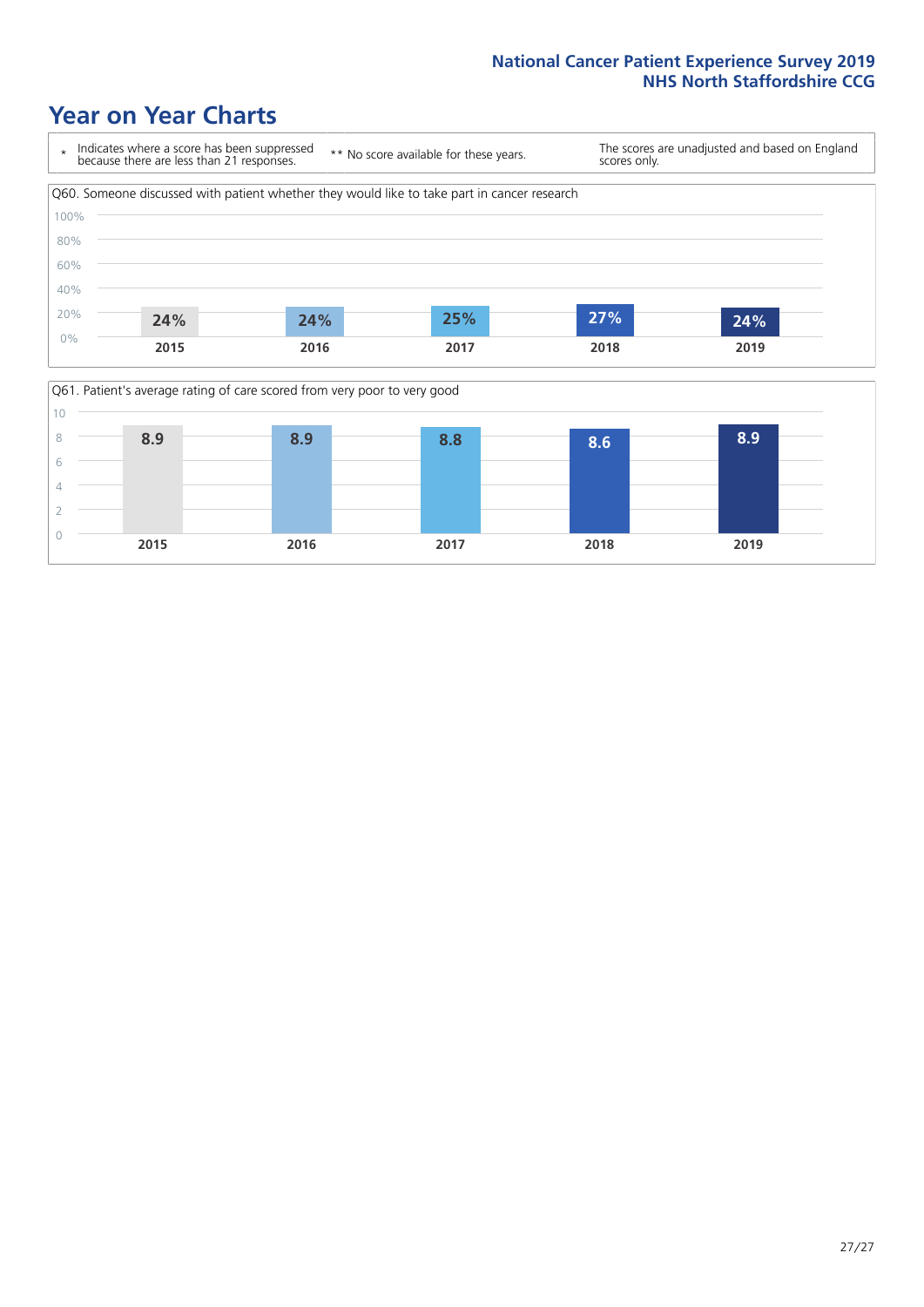# Year on Year Charts

\* Indicates where a score has been suppressed because there are less than 21 responses.

** No score available for these years.

The scores are unadjusted and based on England scores only.

Q60. Someone discussed with patient whether they would like to take part in cancer research

100%
80%
60%
40%
20%
0%

24% 24% 25% 27% 24%

2015 2016 2017 2018 2019

Q61. Patient's average rating of care scored from very poor to very good

10
8
6
4
2
0

8.9 8.9 8.8 8.6 8.9

2015 2016 2017 2018 2019